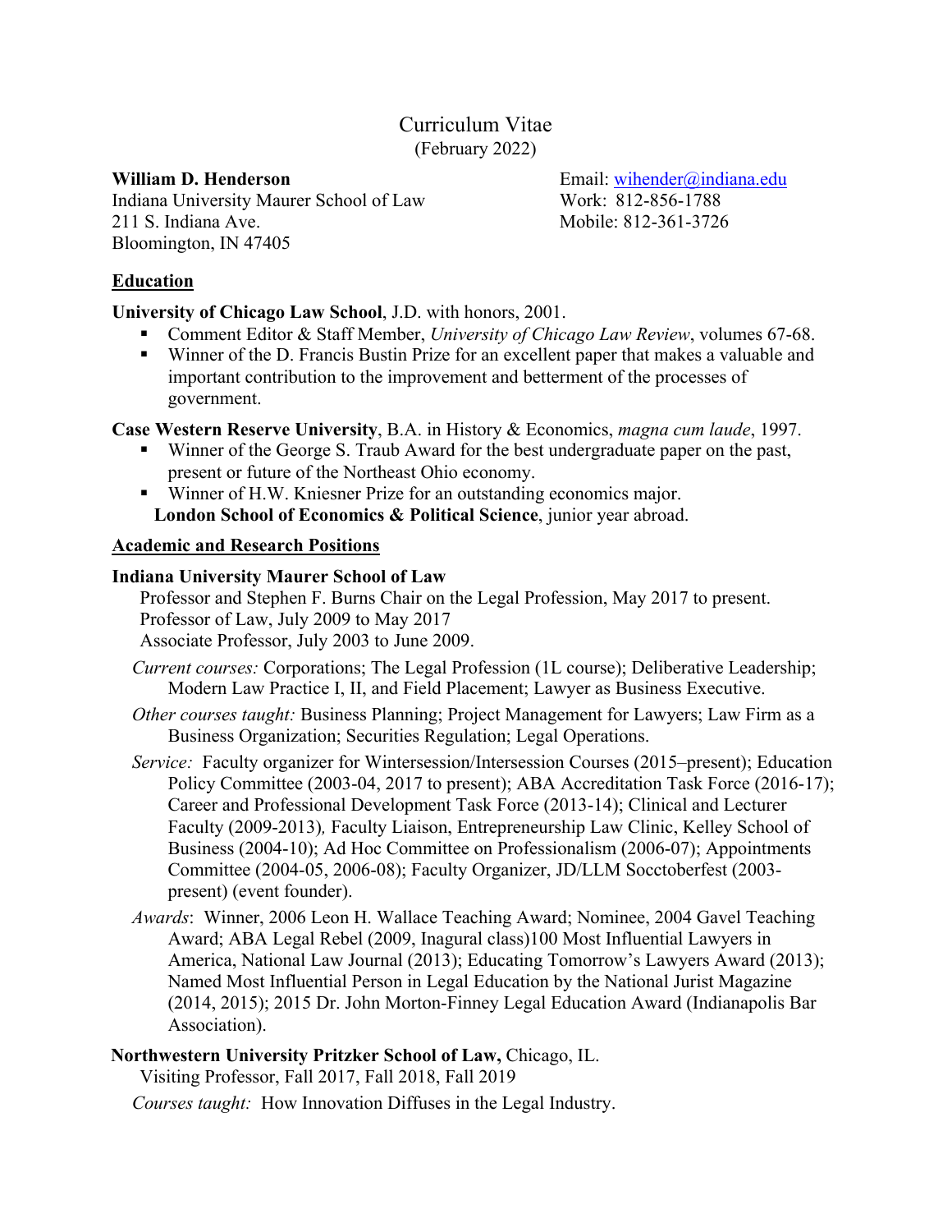# Curriculum Vitae

(February 2022)

**William D. Henderson**
Indiana University Maurer School of Law
211 S. Indiana Ave.
Bloomington, IN 47405

Email: wihender@indiana.edu
Work: 812-856-1788
Mobile: 812-361-3726

## Education

**University of Chicago Law School**, J.D. with honors, 2001.

- Comment Editor & Staff Member, *University of Chicago Law Review*, volumes 67-68.
- Winner of the D. Francis Bustin Prize for an excellent paper that makes a valuable and important contribution to the improvement and betterment of the processes of government.

**Case Western Reserve University**, B.A. in History & Economics, *magna cum laude*, 1997.

- Winner of the George S. Traub Award for the best undergraduate paper on the past, present or future of the Northeast Ohio economy.
- Winner of H.W. Kniesner Prize for an outstanding economics major.

**London School of Economics & Political Science**, junior year abroad.

## Academic and Research Positions

**Indiana University Maurer School of Law**

Professor and Stephen F. Burns Chair on the Legal Profession, May 2017 to present.
Professor of Law, July 2009 to May 2017
Associate Professor, July 2003 to June 2009.

*Current courses:* Corporations; The Legal Profession (1L course); Deliberative Leadership; Modern Law Practice I, II, and Field Placement; Lawyer as Business Executive.

*Other courses taught:* Business Planning; Project Management for Lawyers; Law Firm as a Business Organization; Securities Regulation; Legal Operations.

*Service:* Faculty organizer for Wintersession/Intersession Courses (2015–present); Education Policy Committee (2003-04, 2017 to present); ABA Accreditation Task Force (2016-17); Career and Professional Development Task Force (2013-14); Clinical and Lecturer Faculty (2009-2013)*,* Faculty Liaison, Entrepreneurship Law Clinic, Kelley School of Business (2004-10); Ad Hoc Committee on Professionalism (2006-07); Appointments Committee (2004-05, 2006-08); Faculty Organizer, JD/LLM Socctoberfest (2003-present) (event founder).

*Awards*: Winner, 2006 Leon H. Wallace Teaching Award; Nominee, 2004 Gavel Teaching Award; ABA Legal Rebel (2009, Inagural class)100 Most Influential Lawyers in America, National Law Journal (2013); Educating Tomorrow's Lawyers Award (2013); Named Most Influential Person in Legal Education by the National Jurist Magazine (2014, 2015); 2015 Dr. John Morton-Finney Legal Education Award (Indianapolis Bar Association).

**Northwestern University Pritzker School of Law,** Chicago, IL.

Visiting Professor, Fall 2017, Fall 2018, Fall 2019

*Courses taught:* How Innovation Diffuses in the Legal Industry.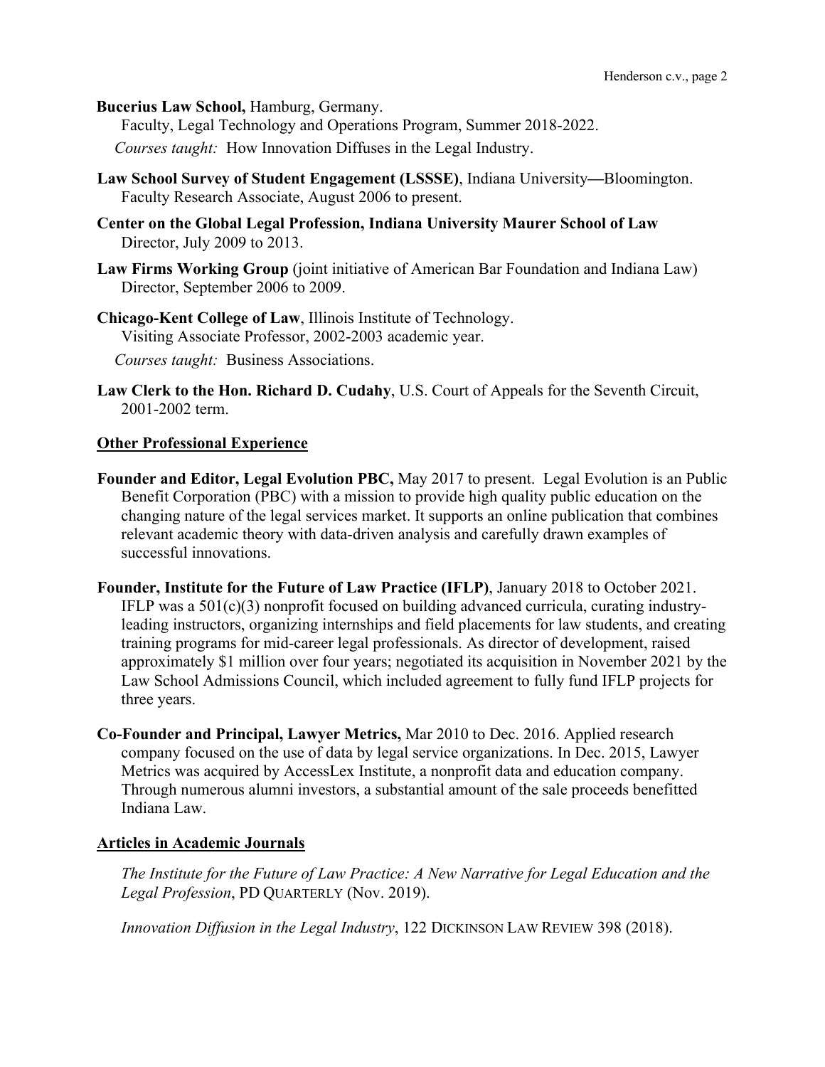**Bucerius Law School,** Hamburg, Germany.
Faculty, Legal Technology and Operations Program, Summer 2018-2022.
*Courses taught:* How Innovation Diffuses in the Legal Industry.

**Law School Survey of Student Engagement (LSSSE)**, Indiana University—Bloomington.
Faculty Research Associate, August 2006 to present.

**Center on the Global Legal Profession, Indiana University Maurer School of Law**
Director, July 2009 to 2013.

**Law Firms Working Group** (joint initiative of American Bar Foundation and Indiana Law)
Director, September 2006 to 2009.

**Chicago-Kent College of Law**, Illinois Institute of Technology.
Visiting Associate Professor, 2002-2003 academic year.
*Courses taught:* Business Associations.

**Law Clerk to the Hon. Richard D. Cudahy**, U.S. Court of Appeals for the Seventh Circuit, 2001-2002 term.

## Other Professional Experience

**Founder and Editor, Legal Evolution PBC,** May 2017 to present. Legal Evolution is an Public Benefit Corporation (PBC) with a mission to provide high quality public education on the changing nature of the legal services market. It supports an online publication that combines relevant academic theory with data-driven analysis and carefully drawn examples of successful innovations.

**Founder, Institute for the Future of Law Practice (IFLP)**, January 2018 to October 2021. IFLP was a 501(c)(3) nonprofit focused on building advanced curricula, curating industry-leading instructors, organizing internships and field placements for law students, and creating training programs for mid-career legal professionals. As director of development, raised approximately $1 million over four years; negotiated its acquisition in November 2021 by the Law School Admissions Council, which included agreement to fully fund IFLP projects for three years.

**Co-Founder and Principal, Lawyer Metrics,** Mar 2010 to Dec. 2016. Applied research company focused on the use of data by legal service organizations. In Dec. 2015, Lawyer Metrics was acquired by AccessLex Institute, a nonprofit data and education company. Through numerous alumni investors, a substantial amount of the sale proceeds benefitted Indiana Law.

## Articles in Academic Journals

*The Institute for the Future of Law Practice: A New Narrative for Legal Education and the Legal Profession*, PD QUARTERLY (Nov. 2019).

*Innovation Diffusion in the Legal Industry*, 122 DICKINSON LAW REVIEW 398 (2018).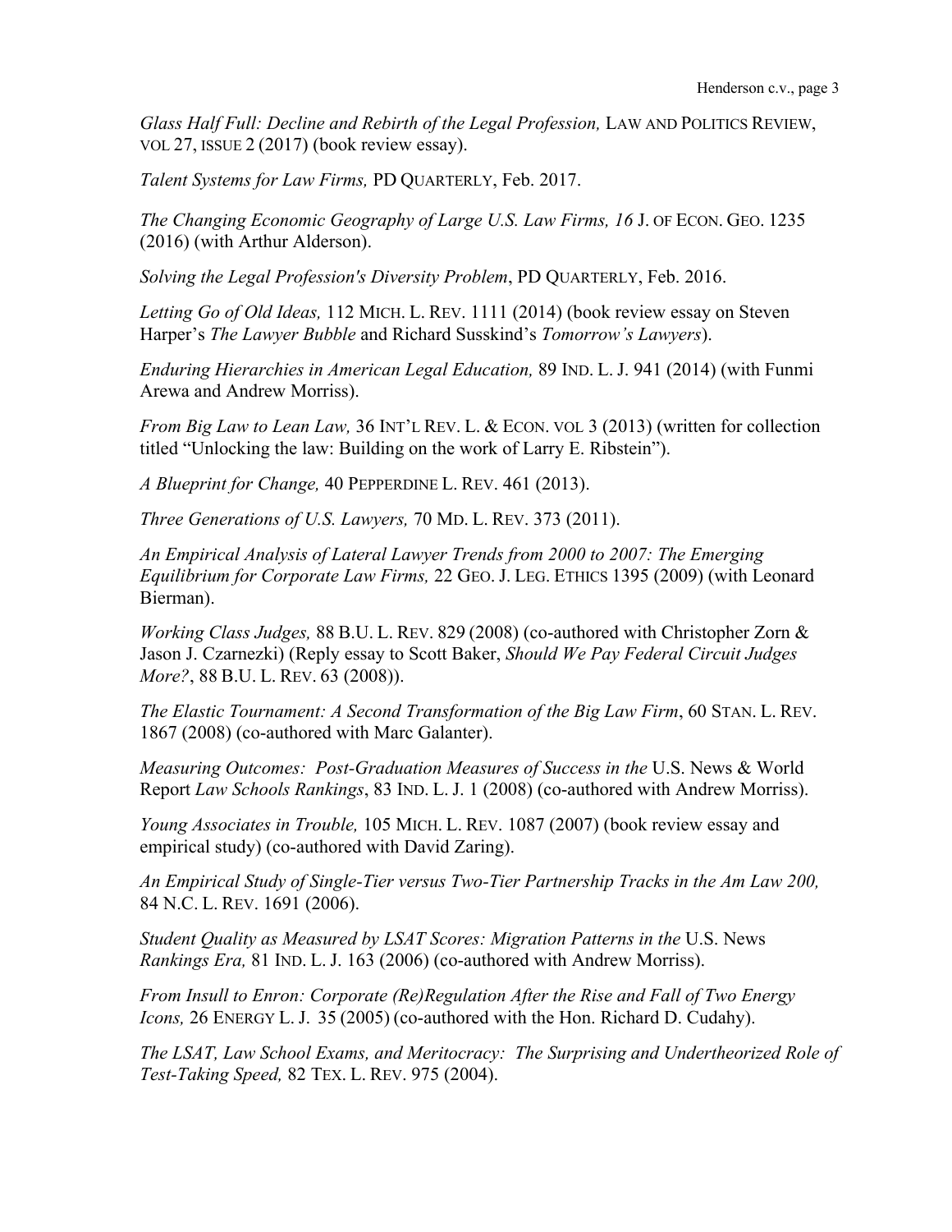*Glass Half Full: Decline and Rebirth of the Legal Profession,* LAW AND POLITICS REVIEW, VOL 27, ISSUE 2 (2017) (book review essay).

*Talent Systems for Law Firms,* PD QUARTERLY, Feb. 2017.

*The Changing Economic Geography of Large U.S. Law Firms, 16* J. OF ECON. GEO. 1235 (2016) (with Arthur Alderson).

*Solving the Legal Profession's Diversity Problem*, PD QUARTERLY, Feb. 2016.

*Letting Go of Old Ideas,* 112 MICH. L. REV. 1111 (2014) (book review essay on Steven Harper's *The Lawyer Bubble* and Richard Susskind's *Tomorrow's Lawyers*).

*Enduring Hierarchies in American Legal Education,* 89 IND. L. J. 941 (2014) (with Funmi Arewa and Andrew Morriss).

*From Big Law to Lean Law,* 36 INT'L REV. L. & ECON. VOL 3 (2013) (written for collection titled "Unlocking the law: Building on the work of Larry E. Ribstein").

*A Blueprint for Change,* 40 PEPPERDINE L. REV. 461 (2013).

*Three Generations of U.S. Lawyers,* 70 MD. L. REV. 373 (2011).

*An Empirical Analysis of Lateral Lawyer Trends from 2000 to 2007: The Emerging Equilibrium for Corporate Law Firms,* 22 GEO. J. LEG. ETHICS 1395 (2009) (with Leonard Bierman).

*Working Class Judges,* 88 B.U. L. REV. 829 (2008) (co-authored with Christopher Zorn & Jason J. Czarnezki) (Reply essay to Scott Baker, *Should We Pay Federal Circuit Judges More?*, 88 B.U. L. REV. 63 (2008)).

*The Elastic Tournament: A Second Transformation of the Big Law Firm*, 60 STAN. L. REV. 1867 (2008) (co-authored with Marc Galanter).

*Measuring Outcomes: Post-Graduation Measures of Success in the* U.S. News & World Report *Law Schools Rankings*, 83 IND. L. J. 1 (2008) (co-authored with Andrew Morriss).

*Young Associates in Trouble,* 105 MICH. L. REV. 1087 (2007) (book review essay and empirical study) (co-authored with David Zaring).

*An Empirical Study of Single-Tier versus Two-Tier Partnership Tracks in the Am Law 200,* 84 N.C. L. REV. 1691 (2006).

*Student Quality as Measured by LSAT Scores: Migration Patterns in the* U.S. News *Rankings Era,* 81 IND. L. J. 163 (2006) (co-authored with Andrew Morriss).

*From Insull to Enron: Corporate (Re)Regulation After the Rise and Fall of Two Energy Icons,* 26 ENERGY L. J. 35 (2005) (co-authored with the Hon. Richard D. Cudahy).

*The LSAT, Law School Exams, and Meritocracy: The Surprising and Undertheorized Role of Test-Taking Speed,* 82 TEX. L. REV. 975 (2004).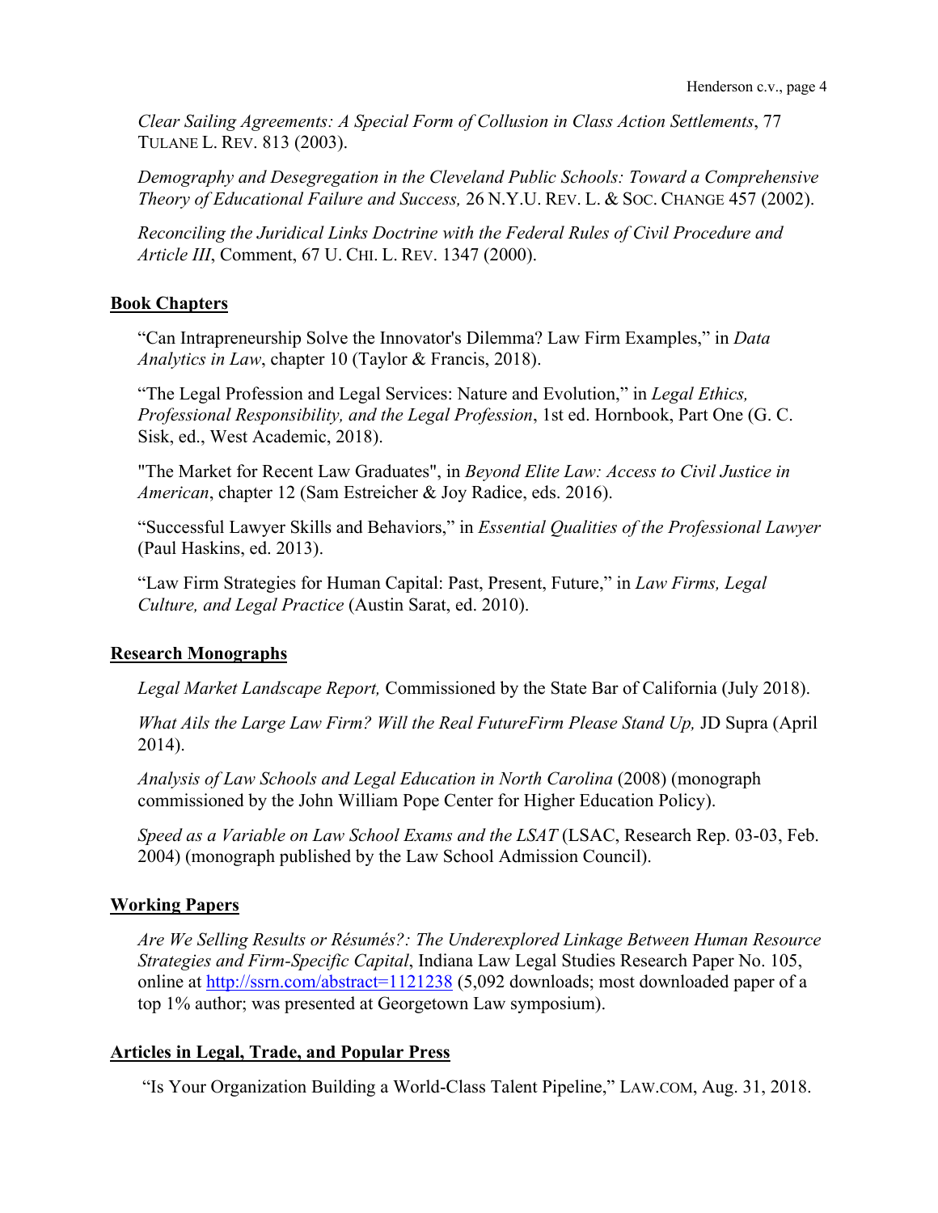*Clear Sailing Agreements: A Special Form of Collusion in Class Action Settlements*, 77 TULANE L. REV. 813 (2003).

*Demography and Desegregation in the Cleveland Public Schools: Toward a Comprehensive Theory of Educational Failure and Success,* 26 N.Y.U. REV. L. & SOC. CHANGE 457 (2002).

*Reconciling the Juridical Links Doctrine with the Federal Rules of Civil Procedure and Article III*, Comment, 67 U. CHI. L. REV. 1347 (2000).

## Book Chapters

"Can Intrapreneurship Solve the Innovator's Dilemma? Law Firm Examples," in *Data Analytics in Law*, chapter 10 (Taylor & Francis, 2018).

"The Legal Profession and Legal Services: Nature and Evolution," in *Legal Ethics, Professional Responsibility, and the Legal Profession*, 1st ed. Hornbook, Part One (G. C. Sisk, ed., West Academic, 2018).

"The Market for Recent Law Graduates", in *Beyond Elite Law: Access to Civil Justice in American*, chapter 12 (Sam Estreicher & Joy Radice, eds. 2016).

"Successful Lawyer Skills and Behaviors," in *Essential Qualities of the Professional Lawyer* (Paul Haskins, ed. 2013).

"Law Firm Strategies for Human Capital: Past, Present, Future," in *Law Firms, Legal Culture, and Legal Practice* (Austin Sarat, ed. 2010).

## Research Monographs

*Legal Market Landscape Report,* Commissioned by the State Bar of California (July 2018).

*What Ails the Large Law Firm? Will the Real FutureFirm Please Stand Up,* JD Supra (April 2014).

*Analysis of Law Schools and Legal Education in North Carolina* (2008) (monograph commissioned by the John William Pope Center for Higher Education Policy).

*Speed as a Variable on Law School Exams and the LSAT* (LSAC, Research Rep. 03-03, Feb. 2004) (monograph published by the Law School Admission Council).

## Working Papers

*Are We Selling Results or Résumés?: The Underexplored Linkage Between Human Resource Strategies and Firm-Specific Capital*, Indiana Law Legal Studies Research Paper No. 105, online at http://ssrn.com/abstract=1121238 (5,092 downloads; most downloaded paper of a top 1% author; was presented at Georgetown Law symposium).

## Articles in Legal, Trade, and Popular Press

"Is Your Organization Building a World-Class Talent Pipeline," LAW.COM, Aug. 31, 2018.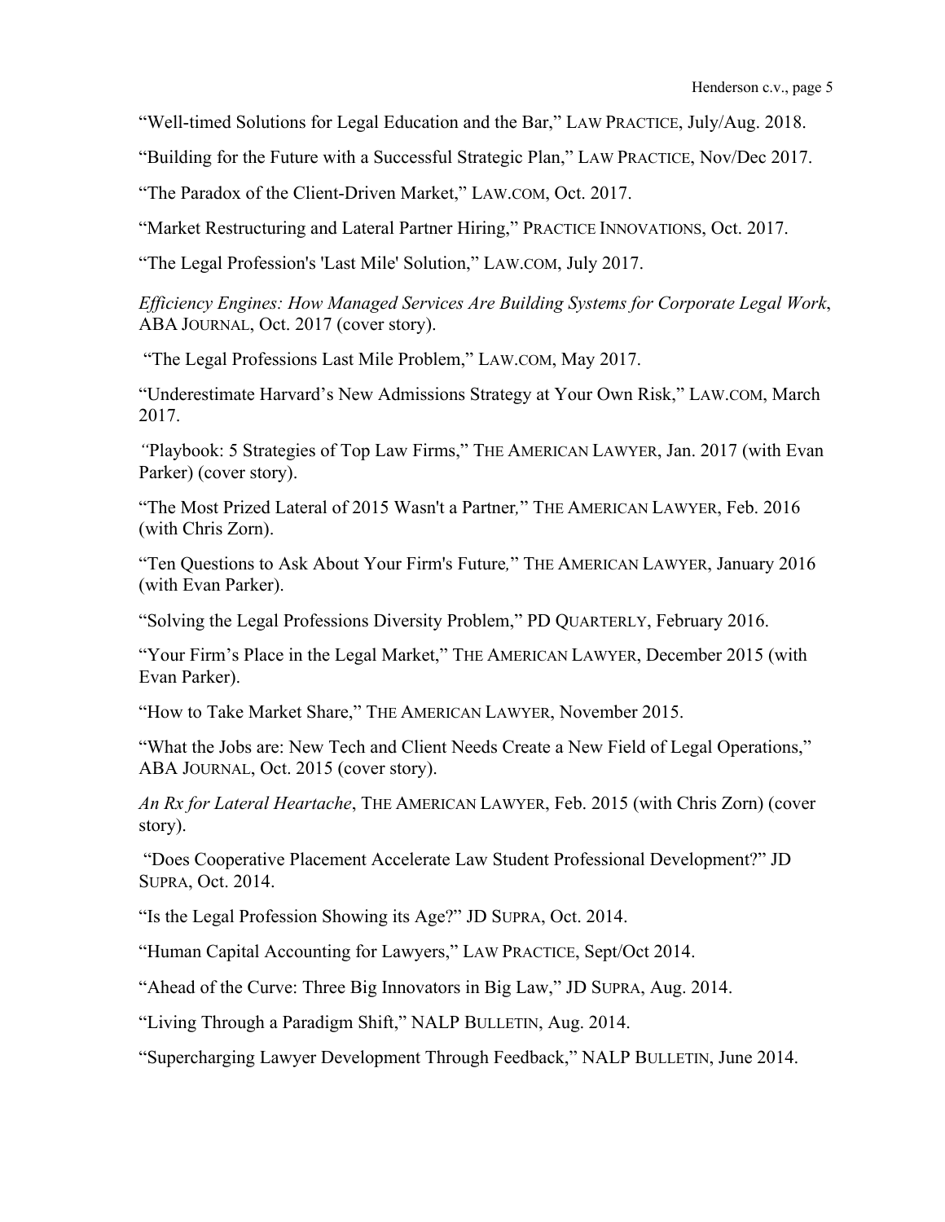"Well-timed Solutions for Legal Education and the Bar," LAW PRACTICE, July/Aug. 2018.

"Building for the Future with a Successful Strategic Plan," LAW PRACTICE, Nov/Dec 2017.

"The Paradox of the Client-Driven Market," LAW.COM, Oct. 2017.

"Market Restructuring and Lateral Partner Hiring," PRACTICE INNOVATIONS, Oct. 2017.

"The Legal Profession's 'Last Mile' Solution," LAW.COM, July 2017.

*Efficiency Engines: How Managed Services Are Building Systems for Corporate Legal Work*, ABA JOURNAL, Oct. 2017 (cover story).

"The Legal Professions Last Mile Problem," LAW.COM, May 2017.

"Underestimate Harvard's New Admissions Strategy at Your Own Risk," LAW.COM, March 2017.

"Playbook: 5 Strategies of Top Law Firms," THE AMERICAN LAWYER, Jan. 2017 (with Evan Parker) (cover story).

"The Most Prized Lateral of 2015 Wasn't a Partner," THE AMERICAN LAWYER, Feb. 2016 (with Chris Zorn).

"Ten Questions to Ask About Your Firm's Future," THE AMERICAN LAWYER, January 2016 (with Evan Parker).

"Solving the Legal Professions Diversity Problem," PD QUARTERLY, February 2016.

"Your Firm's Place in the Legal Market," THE AMERICAN LAWYER, December 2015 (with Evan Parker).

"How to Take Market Share," THE AMERICAN LAWYER, November 2015.

"What the Jobs are: New Tech and Client Needs Create a New Field of Legal Operations," ABA JOURNAL, Oct. 2015 (cover story).

*An Rx for Lateral Heartache*, THE AMERICAN LAWYER, Feb. 2015 (with Chris Zorn) (cover story).

"Does Cooperative Placement Accelerate Law Student Professional Development?" JD SUPRA, Oct. 2014.

"Is the Legal Profession Showing its Age?" JD SUPRA, Oct. 2014.

"Human Capital Accounting for Lawyers," LAW PRACTICE, Sept/Oct 2014.

"Ahead of the Curve: Three Big Innovators in Big Law," JD SUPRA, Aug. 2014.

"Living Through a Paradigm Shift," NALP BULLETIN, Aug. 2014.

"Supercharging Lawyer Development Through Feedback," NALP BULLETIN, June 2014.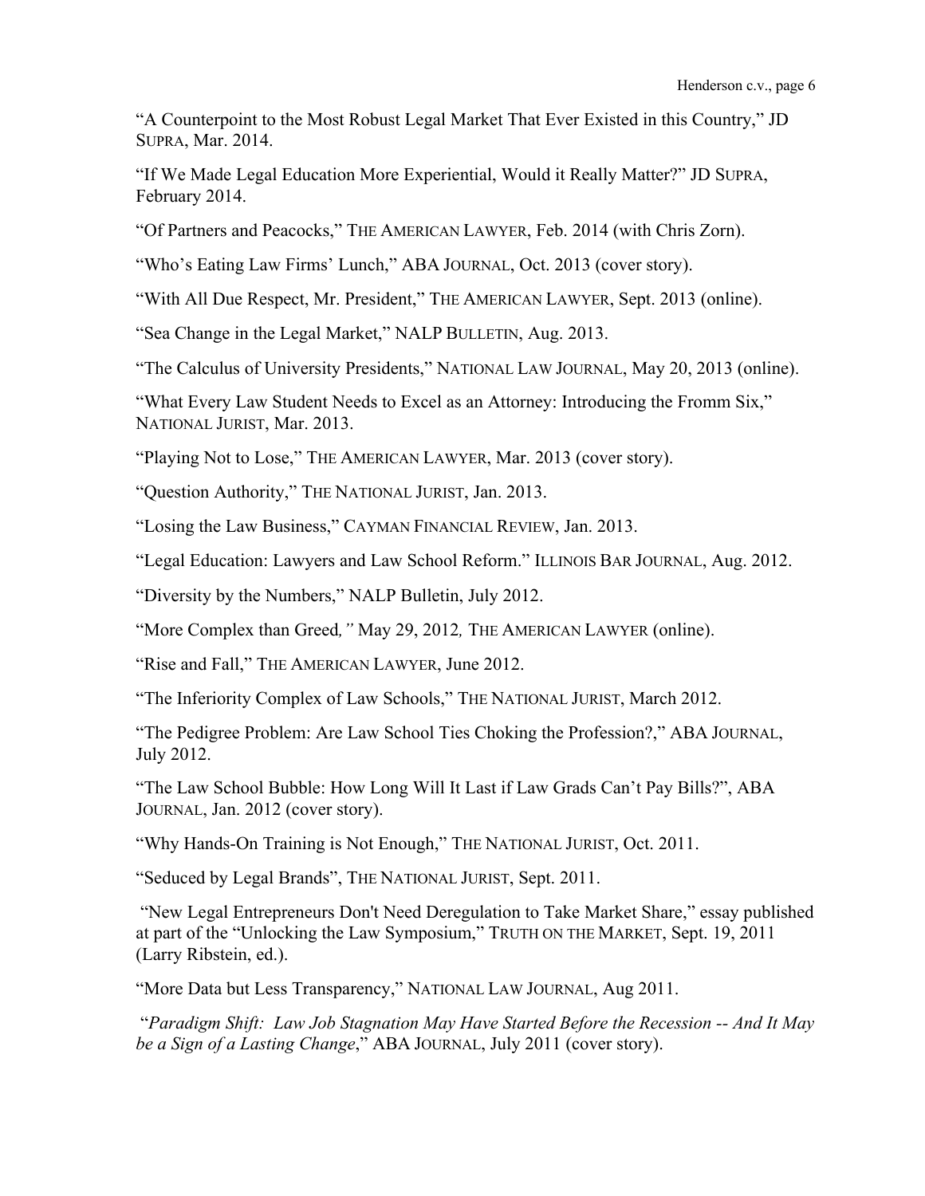"A Counterpoint to the Most Robust Legal Market That Ever Existed in this Country," JD SUPRA, Mar. 2014.

"If We Made Legal Education More Experiential, Would it Really Matter?" JD SUPRA, February 2014.

"Of Partners and Peacocks," THE AMERICAN LAWYER, Feb. 2014 (with Chris Zorn).

"Who's Eating Law Firms' Lunch," ABA JOURNAL, Oct. 2013 (cover story).

"With All Due Respect, Mr. President," THE AMERICAN LAWYER, Sept. 2013 (online).

"Sea Change in the Legal Market," NALP BULLETIN, Aug. 2013.

"The Calculus of University Presidents," NATIONAL LAW JOURNAL, May 20, 2013 (online).

"What Every Law Student Needs to Excel as an Attorney: Introducing the Fromm Six," NATIONAL JURIST, Mar. 2013.

"Playing Not to Lose," THE AMERICAN LAWYER, Mar. 2013 (cover story).

"Question Authority," THE NATIONAL JURIST, Jan. 2013.

"Losing the Law Business," CAYMAN FINANCIAL REVIEW, Jan. 2013.

"Legal Education: Lawyers and Law School Reform." ILLINOIS BAR JOURNAL, Aug. 2012.

"Diversity by the Numbers," NALP Bulletin, July 2012.

"More Complex than Greed*,"* May 29, 2012*,* THE AMERICAN LAWYER (online).

"Rise and Fall," THE AMERICAN LAWYER, June 2012.

"The Inferiority Complex of Law Schools," THE NATIONAL JURIST, March 2012.

"The Pedigree Problem: Are Law School Ties Choking the Profession?," ABA JOURNAL, July 2012.

"The Law School Bubble: How Long Will It Last if Law Grads Can't Pay Bills?", ABA JOURNAL, Jan. 2012 (cover story).

"Why Hands-On Training is Not Enough," THE NATIONAL JURIST, Oct. 2011.

"Seduced by Legal Brands", THE NATIONAL JURIST, Sept. 2011.

"New Legal Entrepreneurs Don't Need Deregulation to Take Market Share," essay published at part of the "Unlocking the Law Symposium," TRUTH ON THE MARKET, Sept. 19, 2011 (Larry Ribstein, ed.).

"More Data but Less Transparency," NATIONAL LAW JOURNAL, Aug 2011.

"*Paradigm Shift: Law Job Stagnation May Have Started Before the Recession -- And It May be a Sign of a Lasting Change*," ABA JOURNAL, July 2011 (cover story).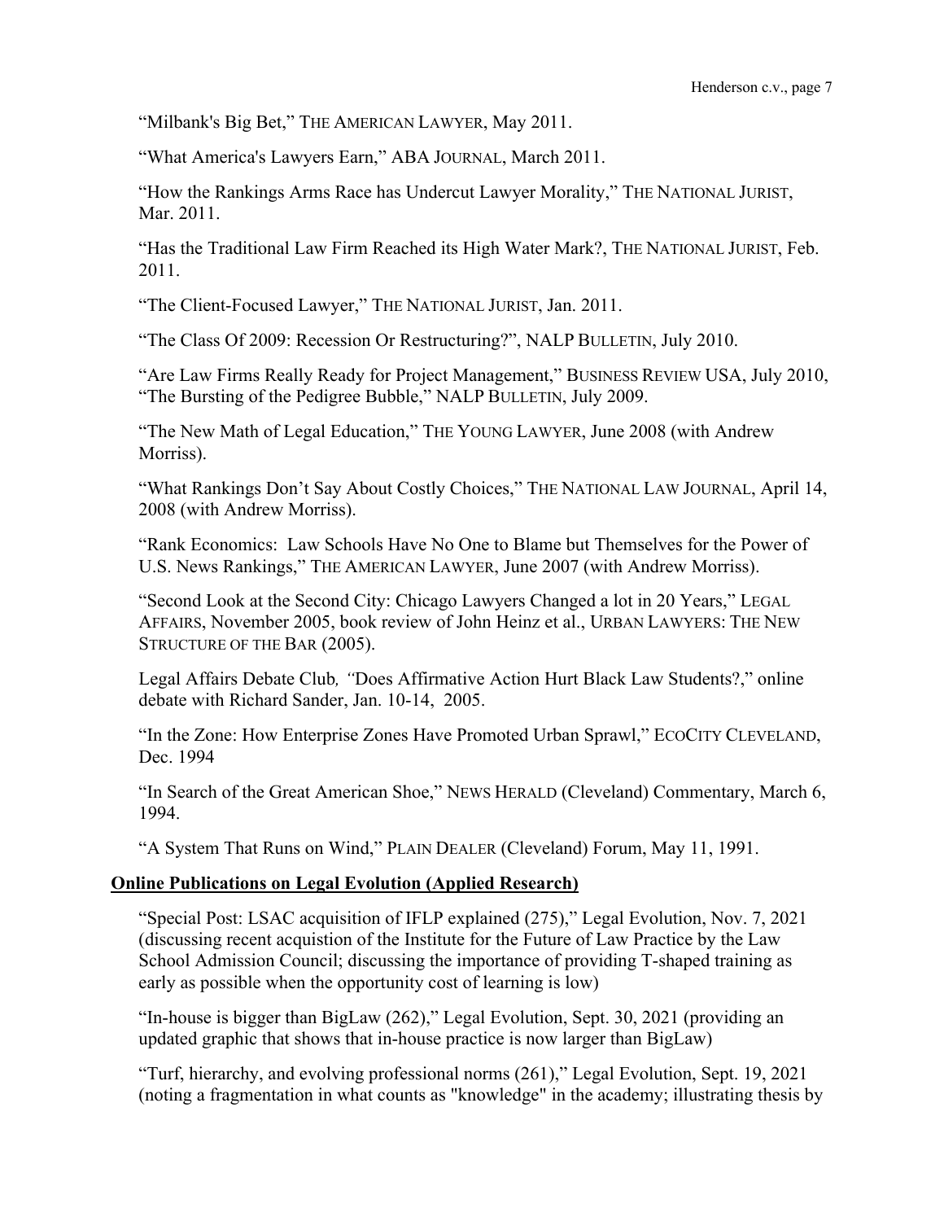"Milbank's Big Bet," THE AMERICAN LAWYER, May 2011.

"What America's Lawyers Earn," ABA JOURNAL, March 2011.

"How the Rankings Arms Race has Undercut Lawyer Morality," THE NATIONAL JURIST, Mar. 2011.

"Has the Traditional Law Firm Reached its High Water Mark?, THE NATIONAL JURIST, Feb. 2011.

"The Client-Focused Lawyer," THE NATIONAL JURIST, Jan. 2011.

"The Class Of 2009: Recession Or Restructuring?", NALP BULLETIN, July 2010.

"Are Law Firms Really Ready for Project Management," BUSINESS REVIEW USA, July 2010, "The Bursting of the Pedigree Bubble," NALP BULLETIN, July 2009.

"The New Math of Legal Education," THE YOUNG LAWYER, June 2008 (with Andrew Morriss).

"What Rankings Don't Say About Costly Choices," THE NATIONAL LAW JOURNAL, April 14, 2008 (with Andrew Morriss).

"Rank Economics: Law Schools Have No One to Blame but Themselves for the Power of U.S. News Rankings," THE AMERICAN LAWYER, June 2007 (with Andrew Morriss).

"Second Look at the Second City: Chicago Lawyers Changed a lot in 20 Years," LEGAL AFFAIRS, November 2005, book review of John Heinz et al., URBAN LAWYERS: THE NEW STRUCTURE OF THE BAR (2005).

Legal Affairs Debate Club*, "*Does Affirmative Action Hurt Black Law Students?," online debate with Richard Sander, Jan. 10-14, 2005.

"In the Zone: How Enterprise Zones Have Promoted Urban Sprawl," ECOCITY CLEVELAND, Dec. 1994

"In Search of the Great American Shoe," NEWS HERALD (Cleveland) Commentary, March 6, 1994.

"A System That Runs on Wind," PLAIN DEALER (Cleveland) Forum, May 11, 1991.

**Online Publications on Legal Evolution (Applied Research)**

"Special Post: LSAC acquisition of IFLP explained (275)," Legal Evolution, Nov. 7, 2021 (discussing recent acquistion of the Institute for the Future of Law Practice by the Law School Admission Council; discussing the importance of providing T-shaped training as early as possible when the opportunity cost of learning is low)

"In-house is bigger than BigLaw (262)," Legal Evolution, Sept. 30, 2021 (providing an updated graphic that shows that in-house practice is now larger than BigLaw)

"Turf, hierarchy, and evolving professional norms (261)," Legal Evolution, Sept. 19, 2021 (noting a fragmentation in what counts as "knowledge" in the academy; illustrating thesis by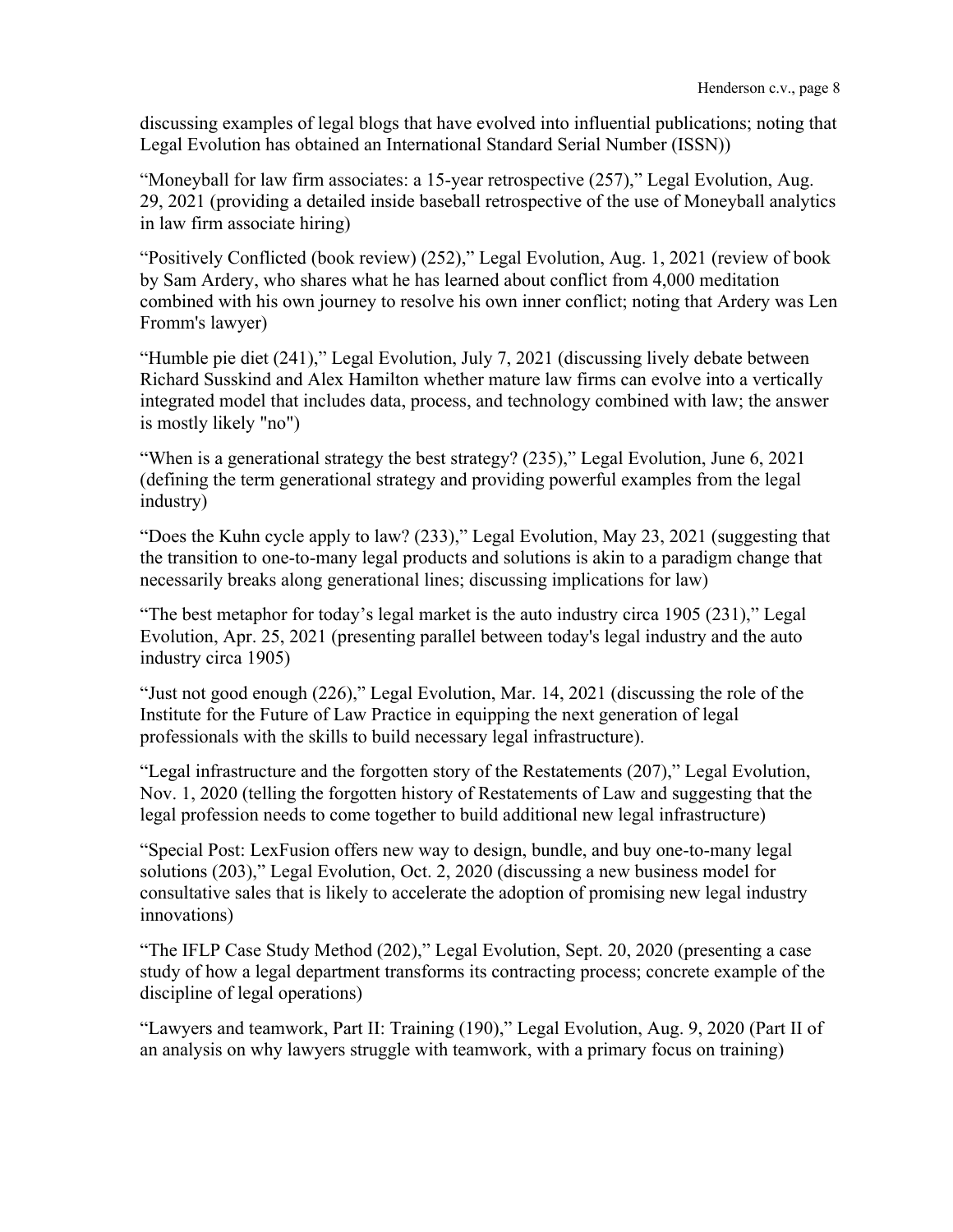discussing examples of legal blogs that have evolved into influential publications; noting that Legal Evolution has obtained an International Standard Serial Number (ISSN))

"Moneyball for law firm associates: a 15-year retrospective (257)," Legal Evolution, Aug. 29, 2021 (providing a detailed inside baseball retrospective of the use of Moneyball analytics in law firm associate hiring)

"Positively Conflicted (book review) (252)," Legal Evolution, Aug. 1, 2021 (review of book by Sam Ardery, who shares what he has learned about conflict from 4,000 meditation combined with his own journey to resolve his own inner conflict; noting that Ardery was Len Fromm's lawyer)

"Humble pie diet (241)," Legal Evolution, July 7, 2021 (discussing lively debate between Richard Susskind and Alex Hamilton whether mature law firms can evolve into a vertically integrated model that includes data, process, and technology combined with law; the answer is mostly likely "no")

"When is a generational strategy the best strategy? (235)," Legal Evolution, June 6, 2021 (defining the term generational strategy and providing powerful examples from the legal industry)

"Does the Kuhn cycle apply to law? (233)," Legal Evolution, May 23, 2021 (suggesting that the transition to one-to-many legal products and solutions is akin to a paradigm change that necessarily breaks along generational lines; discussing implications for law)

"The best metaphor for today's legal market is the auto industry circa 1905 (231)," Legal Evolution, Apr. 25, 2021 (presenting parallel between today's legal industry and the auto industry circa 1905)

"Just not good enough (226)," Legal Evolution, Mar. 14, 2021 (discussing the role of the Institute for the Future of Law Practice in equipping the next generation of legal professionals with the skills to build necessary legal infrastructure).

"Legal infrastructure and the forgotten story of the Restatements (207)," Legal Evolution, Nov. 1, 2020 (telling the forgotten history of Restatements of Law and suggesting that the legal profession needs to come together to build additional new legal infrastructure)

"Special Post: LexFusion offers new way to design, bundle, and buy one-to-many legal solutions (203)," Legal Evolution, Oct. 2, 2020 (discussing a new business model for consultative sales that is likely to accelerate the adoption of promising new legal industry innovations)

"The IFLP Case Study Method (202)," Legal Evolution, Sept. 20, 2020 (presenting a case study of how a legal department transforms its contracting process; concrete example of the discipline of legal operations)

"Lawyers and teamwork, Part II: Training (190)," Legal Evolution, Aug. 9, 2020 (Part II of an analysis on why lawyers struggle with teamwork, with a primary focus on training)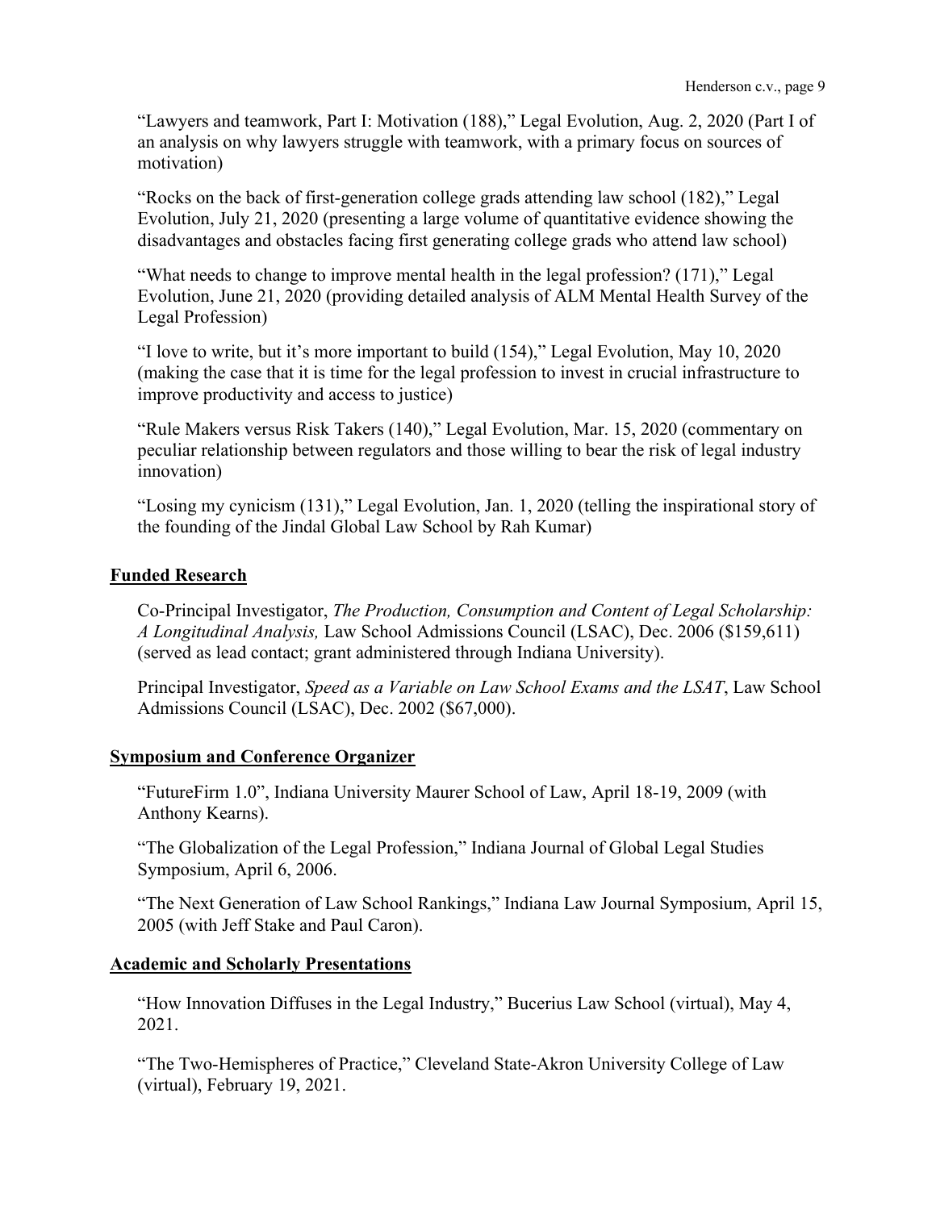"Lawyers and teamwork, Part I: Motivation (188)," Legal Evolution, Aug. 2, 2020 (Part I of an analysis on why lawyers struggle with teamwork, with a primary focus on sources of motivation)

"Rocks on the back of first-generation college grads attending law school (182)," Legal Evolution, July 21, 2020 (presenting a large volume of quantitative evidence showing the disadvantages and obstacles facing first generating college grads who attend law school)

"What needs to change to improve mental health in the legal profession? (171)," Legal Evolution, June 21, 2020 (providing detailed analysis of ALM Mental Health Survey of the Legal Profession)

"I love to write, but it's more important to build (154)," Legal Evolution, May 10, 2020 (making the case that it is time for the legal profession to invest in crucial infrastructure to improve productivity and access to justice)

"Rule Makers versus Risk Takers (140)," Legal Evolution, Mar. 15, 2020 (commentary on peculiar relationship between regulators and those willing to bear the risk of legal industry innovation)

"Losing my cynicism (131)," Legal Evolution, Jan. 1, 2020 (telling the inspirational story of the founding of the Jindal Global Law School by Rah Kumar)

## Funded Research

Co-Principal Investigator, *The Production, Consumption and Content of Legal Scholarship: A Longitudinal Analysis,* Law School Admissions Council (LSAC), Dec. 2006 ($159,611) (served as lead contact; grant administered through Indiana University).

Principal Investigator, *Speed as a Variable on Law School Exams and the LSAT*, Law School Admissions Council (LSAC), Dec. 2002 ($67,000).

## Symposium and Conference Organizer

"FutureFirm 1.0", Indiana University Maurer School of Law, April 18-19, 2009 (with Anthony Kearns).

"The Globalization of the Legal Profession," Indiana Journal of Global Legal Studies Symposium, April 6, 2006.

"The Next Generation of Law School Rankings," Indiana Law Journal Symposium, April 15, 2005 (with Jeff Stake and Paul Caron).

## Academic and Scholarly Presentations

"How Innovation Diffuses in the Legal Industry," Bucerius Law School (virtual), May 4, 2021.

"The Two-Hemispheres of Practice," Cleveland State-Akron University College of Law (virtual), February 19, 2021.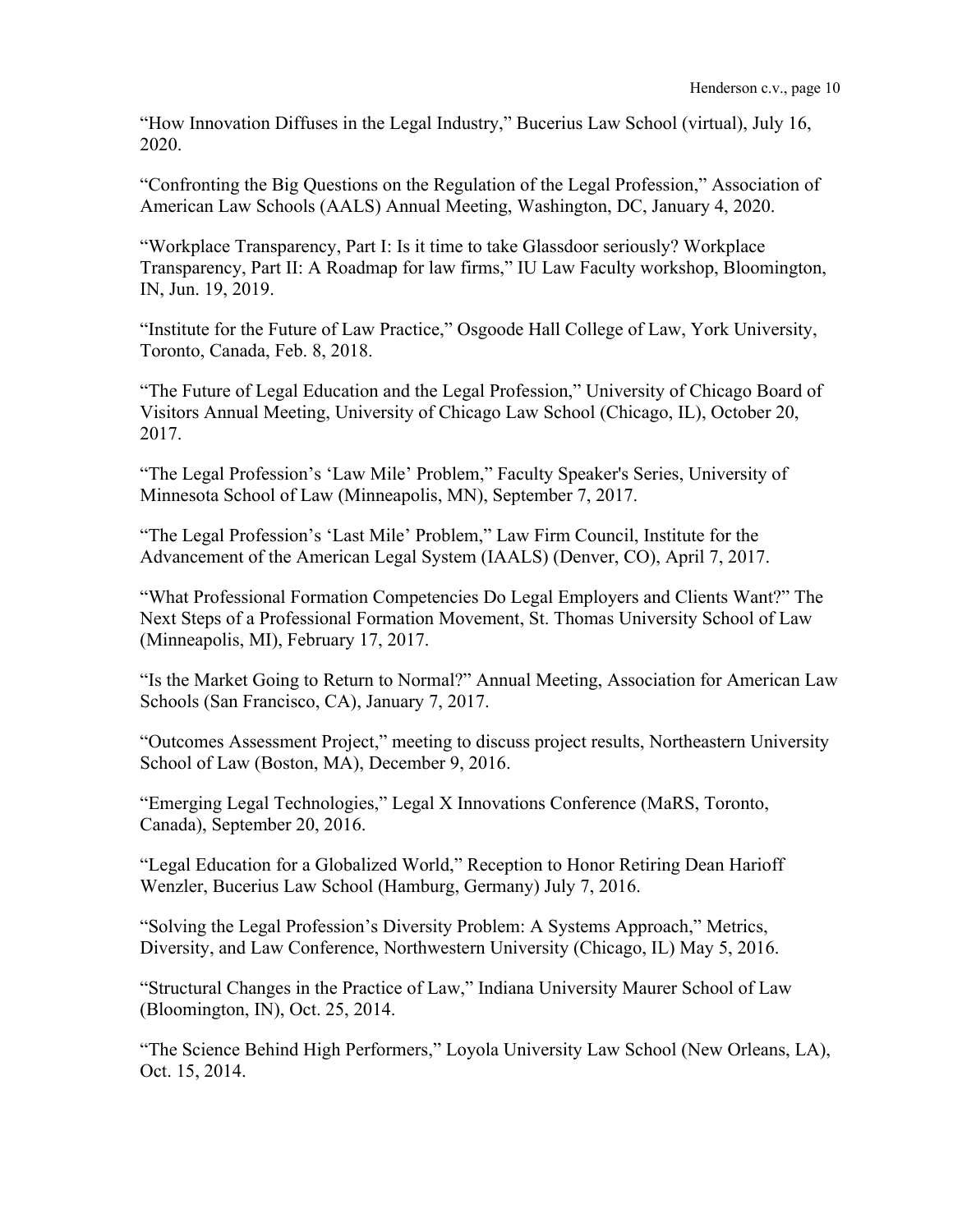"How Innovation Diffuses in the Legal Industry," Bucerius Law School (virtual), July 16, 2020.

"Confronting the Big Questions on the Regulation of the Legal Profession," Association of American Law Schools (AALS) Annual Meeting, Washington, DC, January 4, 2020.

"Workplace Transparency, Part I: Is it time to take Glassdoor seriously? Workplace Transparency, Part II: A Roadmap for law firms," IU Law Faculty workshop, Bloomington, IN, Jun. 19, 2019.

"Institute for the Future of Law Practice," Osgoode Hall College of Law, York University, Toronto, Canada, Feb. 8, 2018.

"The Future of Legal Education and the Legal Profession," University of Chicago Board of Visitors Annual Meeting, University of Chicago Law School (Chicago, IL), October 20, 2017.

"The Legal Profession's 'Law Mile' Problem," Faculty Speaker's Series, University of Minnesota School of Law (Minneapolis, MN), September 7, 2017.

"The Legal Profession's 'Last Mile' Problem," Law Firm Council, Institute for the Advancement of the American Legal System (IAALS) (Denver, CO), April 7, 2017.

"What Professional Formation Competencies Do Legal Employers and Clients Want?" The Next Steps of a Professional Formation Movement, St. Thomas University School of Law (Minneapolis, MI), February 17, 2017.

"Is the Market Going to Return to Normal?" Annual Meeting, Association for American Law Schools (San Francisco, CA), January 7, 2017.

"Outcomes Assessment Project," meeting to discuss project results, Northeastern University School of Law (Boston, MA), December 9, 2016.

"Emerging Legal Technologies," Legal X Innovations Conference (MaRS, Toronto, Canada), September 20, 2016.

"Legal Education for a Globalized World," Reception to Honor Retiring Dean Harioff Wenzler, Bucerius Law School (Hamburg, Germany) July 7, 2016.

"Solving the Legal Profession's Diversity Problem: A Systems Approach," Metrics, Diversity, and Law Conference, Northwestern University (Chicago, IL) May 5, 2016.

"Structural Changes in the Practice of Law," Indiana University Maurer School of Law (Bloomington, IN), Oct. 25, 2014.

"The Science Behind High Performers," Loyola University Law School (New Orleans, LA), Oct. 15, 2014.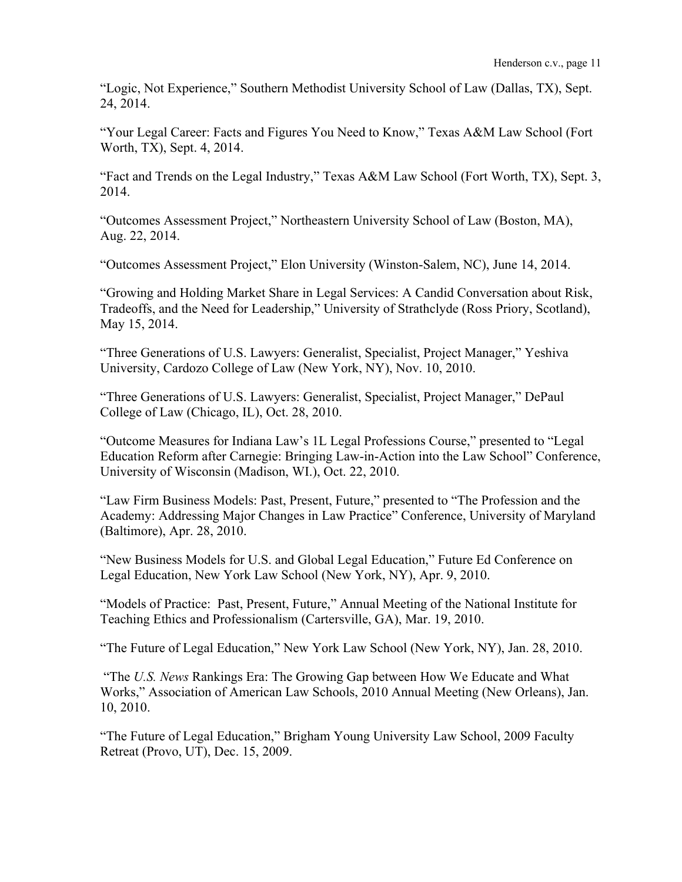"Logic, Not Experience," Southern Methodist University School of Law (Dallas, TX), Sept. 24, 2014.

"Your Legal Career: Facts and Figures You Need to Know," Texas A&M Law School (Fort Worth, TX), Sept. 4, 2014.

"Fact and Trends on the Legal Industry," Texas A&M Law School (Fort Worth, TX), Sept. 3, 2014.

"Outcomes Assessment Project," Northeastern University School of Law (Boston, MA), Aug. 22, 2014.

"Outcomes Assessment Project," Elon University (Winston-Salem, NC), June 14, 2014.

"Growing and Holding Market Share in Legal Services: A Candid Conversation about Risk, Tradeoffs, and the Need for Leadership," University of Strathclyde (Ross Priory, Scotland), May 15, 2014.

"Three Generations of U.S. Lawyers: Generalist, Specialist, Project Manager," Yeshiva University, Cardozo College of Law (New York, NY), Nov. 10, 2010.

"Three Generations of U.S. Lawyers: Generalist, Specialist, Project Manager," DePaul College of Law (Chicago, IL), Oct. 28, 2010.

"Outcome Measures for Indiana Law's 1L Legal Professions Course," presented to "Legal Education Reform after Carnegie: Bringing Law-in-Action into the Law School" Conference, University of Wisconsin (Madison, WI.), Oct. 22, 2010.

"Law Firm Business Models: Past, Present, Future," presented to "The Profession and the Academy: Addressing Major Changes in Law Practice" Conference, University of Maryland (Baltimore), Apr. 28, 2010.

"New Business Models for U.S. and Global Legal Education," Future Ed Conference on Legal Education, New York Law School (New York, NY), Apr. 9, 2010.

"Models of Practice: Past, Present, Future," Annual Meeting of the National Institute for Teaching Ethics and Professionalism (Cartersville, GA), Mar. 19, 2010.

"The Future of Legal Education," New York Law School (New York, NY), Jan. 28, 2010.

"The *U.S. News* Rankings Era: The Growing Gap between How We Educate and What Works," Association of American Law Schools, 2010 Annual Meeting (New Orleans), Jan. 10, 2010.

"The Future of Legal Education," Brigham Young University Law School, 2009 Faculty Retreat (Provo, UT), Dec. 15, 2009.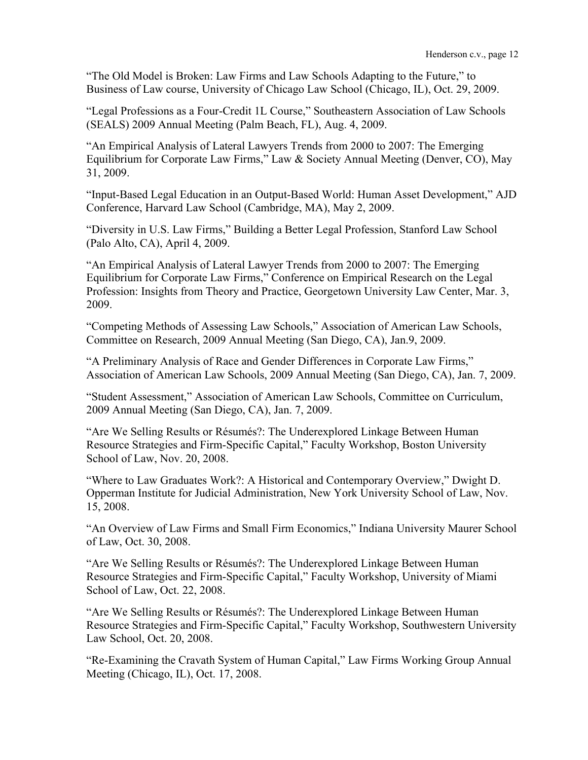"The Old Model is Broken: Law Firms and Law Schools Adapting to the Future," to Business of Law course, University of Chicago Law School (Chicago, IL), Oct. 29, 2009.

"Legal Professions as a Four-Credit 1L Course," Southeastern Association of Law Schools (SEALS) 2009 Annual Meeting (Palm Beach, FL), Aug. 4, 2009.

"An Empirical Analysis of Lateral Lawyers Trends from 2000 to 2007: The Emerging Equilibrium for Corporate Law Firms," Law & Society Annual Meeting (Denver, CO), May 31, 2009.

"Input-Based Legal Education in an Output-Based World: Human Asset Development," AJD Conference, Harvard Law School (Cambridge, MA), May 2, 2009.

"Diversity in U.S. Law Firms," Building a Better Legal Profession, Stanford Law School (Palo Alto, CA), April 4, 2009.

"An Empirical Analysis of Lateral Lawyer Trends from 2000 to 2007: The Emerging Equilibrium for Corporate Law Firms," Conference on Empirical Research on the Legal Profession: Insights from Theory and Practice, Georgetown University Law Center, Mar. 3, 2009.

"Competing Methods of Assessing Law Schools," Association of American Law Schools, Committee on Research, 2009 Annual Meeting (San Diego, CA), Jan.9, 2009.

"A Preliminary Analysis of Race and Gender Differences in Corporate Law Firms," Association of American Law Schools, 2009 Annual Meeting (San Diego, CA), Jan. 7, 2009.

"Student Assessment," Association of American Law Schools, Committee on Curriculum, 2009 Annual Meeting (San Diego, CA), Jan. 7, 2009.

"Are We Selling Results or Résumés?: The Underexplored Linkage Between Human Resource Strategies and Firm-Specific Capital," Faculty Workshop, Boston University School of Law, Nov. 20, 2008.

"Where to Law Graduates Work?: A Historical and Contemporary Overview," Dwight D. Opperman Institute for Judicial Administration, New York University School of Law, Nov. 15, 2008.

"An Overview of Law Firms and Small Firm Economics," Indiana University Maurer School of Law, Oct. 30, 2008.

"Are We Selling Results or Résumés?: The Underexplored Linkage Between Human Resource Strategies and Firm-Specific Capital," Faculty Workshop, University of Miami School of Law, Oct. 22, 2008.

"Are We Selling Results or Résumés?: The Underexplored Linkage Between Human Resource Strategies and Firm-Specific Capital," Faculty Workshop, Southwestern University Law School, Oct. 20, 2008.

"Re-Examining the Cravath System of Human Capital," Law Firms Working Group Annual Meeting (Chicago, IL), Oct. 17, 2008.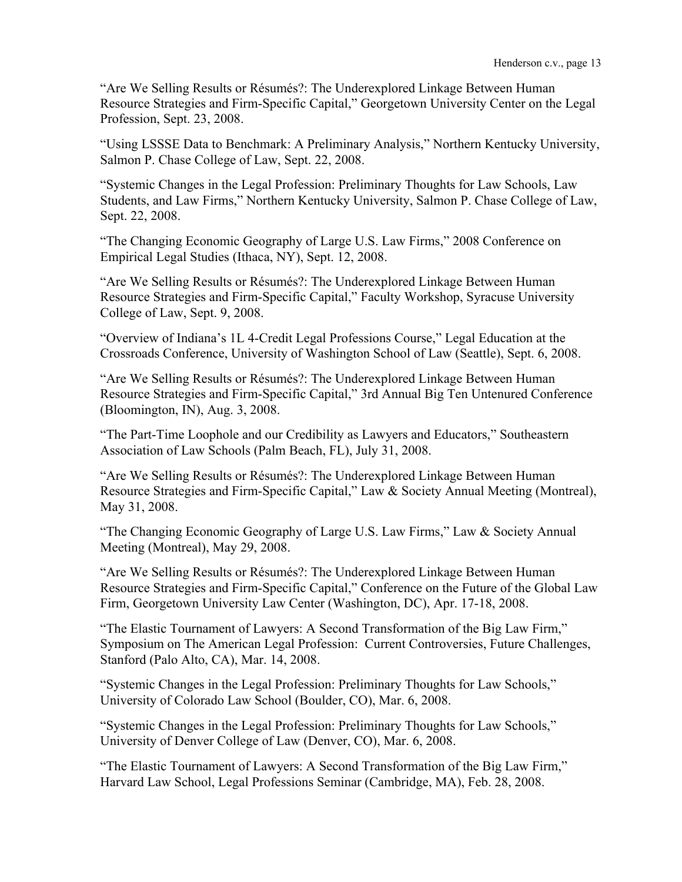"Are We Selling Results or Résumés?: The Underexplored Linkage Between Human Resource Strategies and Firm-Specific Capital," Georgetown University Center on the Legal Profession, Sept. 23, 2008.

"Using LSSSE Data to Benchmark: A Preliminary Analysis," Northern Kentucky University, Salmon P. Chase College of Law, Sept. 22, 2008.

"Systemic Changes in the Legal Profession: Preliminary Thoughts for Law Schools, Law Students, and Law Firms," Northern Kentucky University, Salmon P. Chase College of Law, Sept. 22, 2008.

"The Changing Economic Geography of Large U.S. Law Firms," 2008 Conference on Empirical Legal Studies (Ithaca, NY), Sept. 12, 2008.

"Are We Selling Results or Résumés?: The Underexplored Linkage Between Human Resource Strategies and Firm-Specific Capital," Faculty Workshop, Syracuse University College of Law, Sept. 9, 2008.

"Overview of Indiana's 1L 4-Credit Legal Professions Course," Legal Education at the Crossroads Conference, University of Washington School of Law (Seattle), Sept. 6, 2008.

"Are We Selling Results or Résumés?: The Underexplored Linkage Between Human Resource Strategies and Firm-Specific Capital," 3rd Annual Big Ten Untenured Conference (Bloomington, IN), Aug. 3, 2008.

"The Part-Time Loophole and our Credibility as Lawyers and Educators," Southeastern Association of Law Schools (Palm Beach, FL), July 31, 2008.

"Are We Selling Results or Résumés?: The Underexplored Linkage Between Human Resource Strategies and Firm-Specific Capital," Law & Society Annual Meeting (Montreal), May 31, 2008.

"The Changing Economic Geography of Large U.S. Law Firms," Law & Society Annual Meeting (Montreal), May 29, 2008.

"Are We Selling Results or Résumés?: The Underexplored Linkage Between Human Resource Strategies and Firm-Specific Capital," Conference on the Future of the Global Law Firm, Georgetown University Law Center (Washington, DC), Apr. 17-18, 2008.

"The Elastic Tournament of Lawyers: A Second Transformation of the Big Law Firm," Symposium on The American Legal Profession: Current Controversies, Future Challenges, Stanford (Palo Alto, CA), Mar. 14, 2008.

"Systemic Changes in the Legal Profession: Preliminary Thoughts for Law Schools," University of Colorado Law School (Boulder, CO), Mar. 6, 2008.

"Systemic Changes in the Legal Profession: Preliminary Thoughts for Law Schools," University of Denver College of Law (Denver, CO), Mar. 6, 2008.

"The Elastic Tournament of Lawyers: A Second Transformation of the Big Law Firm," Harvard Law School, Legal Professions Seminar (Cambridge, MA), Feb. 28, 2008.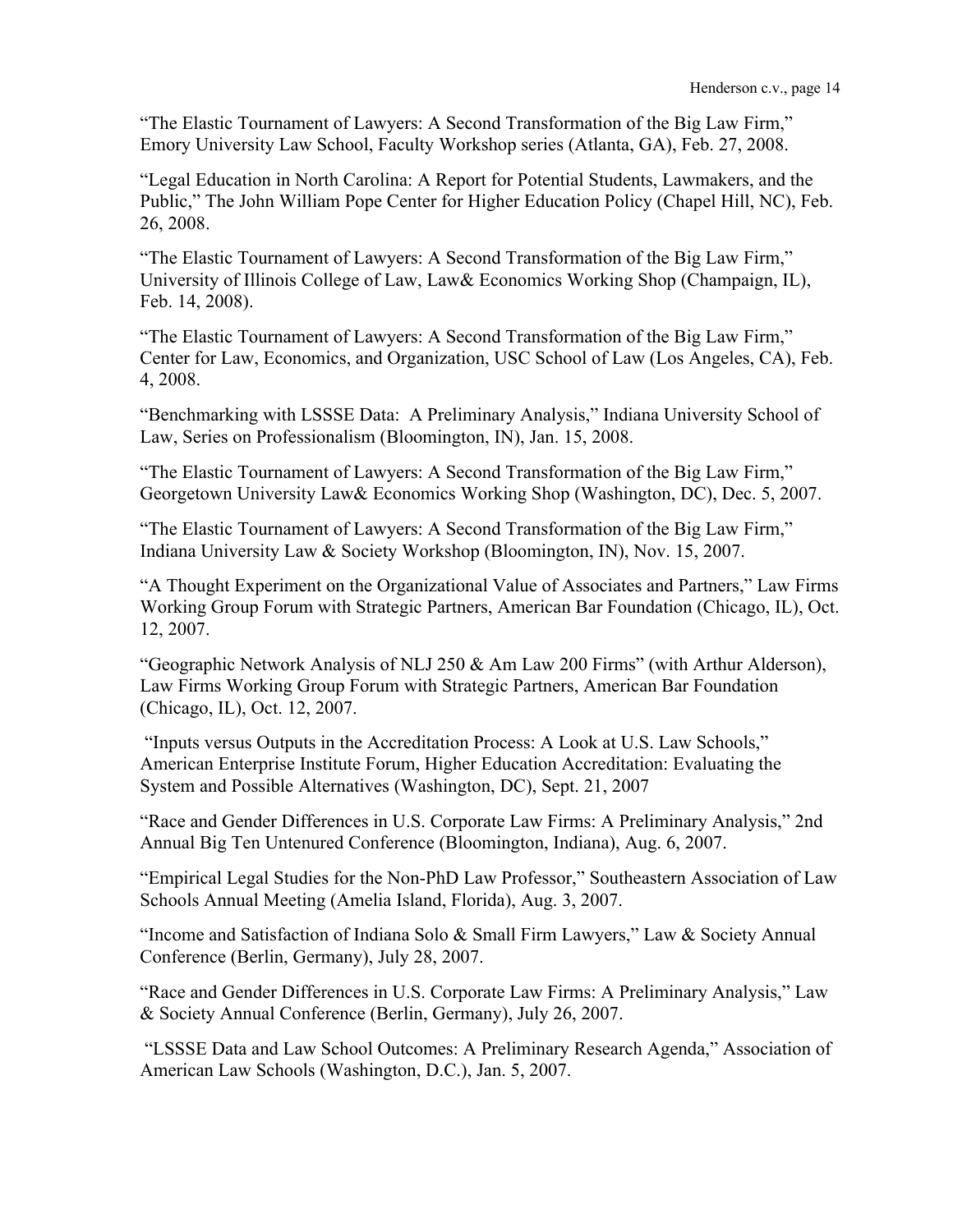"The Elastic Tournament of Lawyers: A Second Transformation of the Big Law Firm," Emory University Law School, Faculty Workshop series (Atlanta, GA), Feb. 27, 2008.

"Legal Education in North Carolina: A Report for Potential Students, Lawmakers, and the Public," The John William Pope Center for Higher Education Policy (Chapel Hill, NC), Feb. 26, 2008.

"The Elastic Tournament of Lawyers: A Second Transformation of the Big Law Firm," University of Illinois College of Law, Law& Economics Working Shop (Champaign, IL), Feb. 14, 2008).

"The Elastic Tournament of Lawyers: A Second Transformation of the Big Law Firm," Center for Law, Economics, and Organization, USC School of Law (Los Angeles, CA), Feb. 4, 2008.

"Benchmarking with LSSSE Data: A Preliminary Analysis," Indiana University School of Law, Series on Professionalism (Bloomington, IN), Jan. 15, 2008.

"The Elastic Tournament of Lawyers: A Second Transformation of the Big Law Firm," Georgetown University Law& Economics Working Shop (Washington, DC), Dec. 5, 2007.

"The Elastic Tournament of Lawyers: A Second Transformation of the Big Law Firm," Indiana University Law & Society Workshop (Bloomington, IN), Nov. 15, 2007.

"A Thought Experiment on the Organizational Value of Associates and Partners," Law Firms Working Group Forum with Strategic Partners, American Bar Foundation (Chicago, IL), Oct. 12, 2007.

"Geographic Network Analysis of NLJ 250 & Am Law 200 Firms" (with Arthur Alderson), Law Firms Working Group Forum with Strategic Partners, American Bar Foundation (Chicago, IL), Oct. 12, 2007.

"Inputs versus Outputs in the Accreditation Process: A Look at U.S. Law Schools," American Enterprise Institute Forum, Higher Education Accreditation: Evaluating the System and Possible Alternatives (Washington, DC), Sept. 21, 2007

"Race and Gender Differences in U.S. Corporate Law Firms: A Preliminary Analysis," 2nd Annual Big Ten Untenured Conference (Bloomington, Indiana), Aug. 6, 2007.

"Empirical Legal Studies for the Non-PhD Law Professor," Southeastern Association of Law Schools Annual Meeting (Amelia Island, Florida), Aug. 3, 2007.

"Income and Satisfaction of Indiana Solo & Small Firm Lawyers," Law & Society Annual Conference (Berlin, Germany), July 28, 2007.

"Race and Gender Differences in U.S. Corporate Law Firms: A Preliminary Analysis," Law & Society Annual Conference (Berlin, Germany), July 26, 2007.

"LSSSE Data and Law School Outcomes: A Preliminary Research Agenda," Association of American Law Schools (Washington, D.C.), Jan. 5, 2007.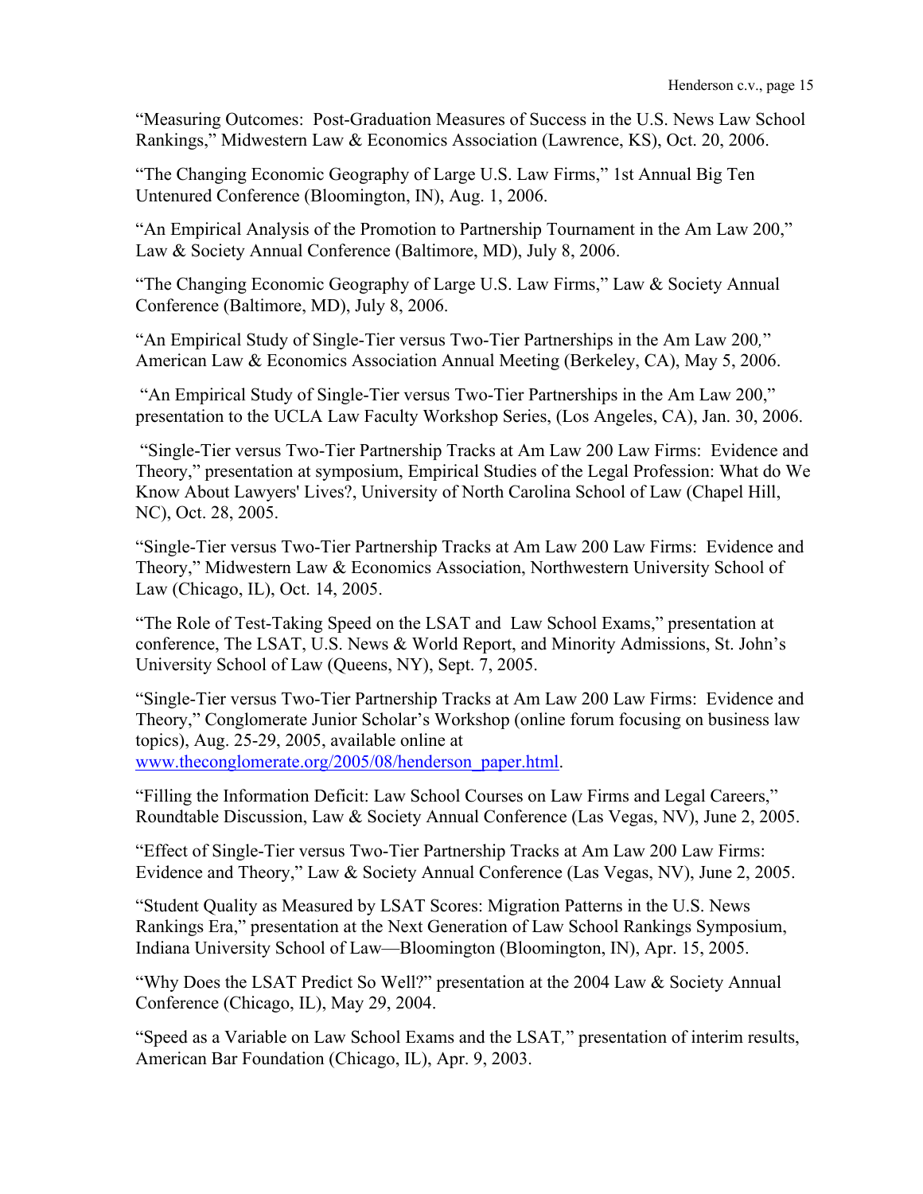"Measuring Outcomes: Post-Graduation Measures of Success in the U.S. News Law School Rankings," Midwestern Law & Economics Association (Lawrence, KS), Oct. 20, 2006.

"The Changing Economic Geography of Large U.S. Law Firms," 1st Annual Big Ten Untenured Conference (Bloomington, IN), Aug. 1, 2006.

"An Empirical Analysis of the Promotion to Partnership Tournament in the Am Law 200," Law & Society Annual Conference (Baltimore, MD), July 8, 2006.

"The Changing Economic Geography of Large U.S. Law Firms," Law & Society Annual Conference (Baltimore, MD), July 8, 2006.

"An Empirical Study of Single-Tier versus Two-Tier Partnerships in the Am Law 200," American Law & Economics Association Annual Meeting (Berkeley, CA), May 5, 2006.

"An Empirical Study of Single-Tier versus Two-Tier Partnerships in the Am Law 200," presentation to the UCLA Law Faculty Workshop Series, (Los Angeles, CA), Jan. 30, 2006.

"Single-Tier versus Two-Tier Partnership Tracks at Am Law 200 Law Firms: Evidence and Theory," presentation at symposium, Empirical Studies of the Legal Profession: What do We Know About Lawyers' Lives?, University of North Carolina School of Law (Chapel Hill, NC), Oct. 28, 2005.

"Single-Tier versus Two-Tier Partnership Tracks at Am Law 200 Law Firms: Evidence and Theory," Midwestern Law & Economics Association, Northwestern University School of Law (Chicago, IL), Oct. 14, 2005.

"The Role of Test-Taking Speed on the LSAT and Law School Exams," presentation at conference, The LSAT, U.S. News & World Report, and Minority Admissions, St. John's University School of Law (Queens, NY), Sept. 7, 2005.

"Single-Tier versus Two-Tier Partnership Tracks at Am Law 200 Law Firms: Evidence and Theory," Conglomerate Junior Scholar's Workshop (online forum focusing on business law topics), Aug. 25-29, 2005, available online at www.theconglomerate.org/2005/08/henderson_paper.html.

"Filling the Information Deficit: Law School Courses on Law Firms and Legal Careers," Roundtable Discussion, Law & Society Annual Conference (Las Vegas, NV), June 2, 2005.

"Effect of Single-Tier versus Two-Tier Partnership Tracks at Am Law 200 Law Firms: Evidence and Theory," Law & Society Annual Conference (Las Vegas, NV), June 2, 2005.

"Student Quality as Measured by LSAT Scores: Migration Patterns in the U.S. News Rankings Era," presentation at the Next Generation of Law School Rankings Symposium, Indiana University School of Law—Bloomington (Bloomington, IN), Apr. 15, 2005.

"Why Does the LSAT Predict So Well?" presentation at the 2004 Law & Society Annual Conference (Chicago, IL), May 29, 2004.

"Speed as a Variable on Law School Exams and the LSAT," presentation of interim results, American Bar Foundation (Chicago, IL), Apr. 9, 2003.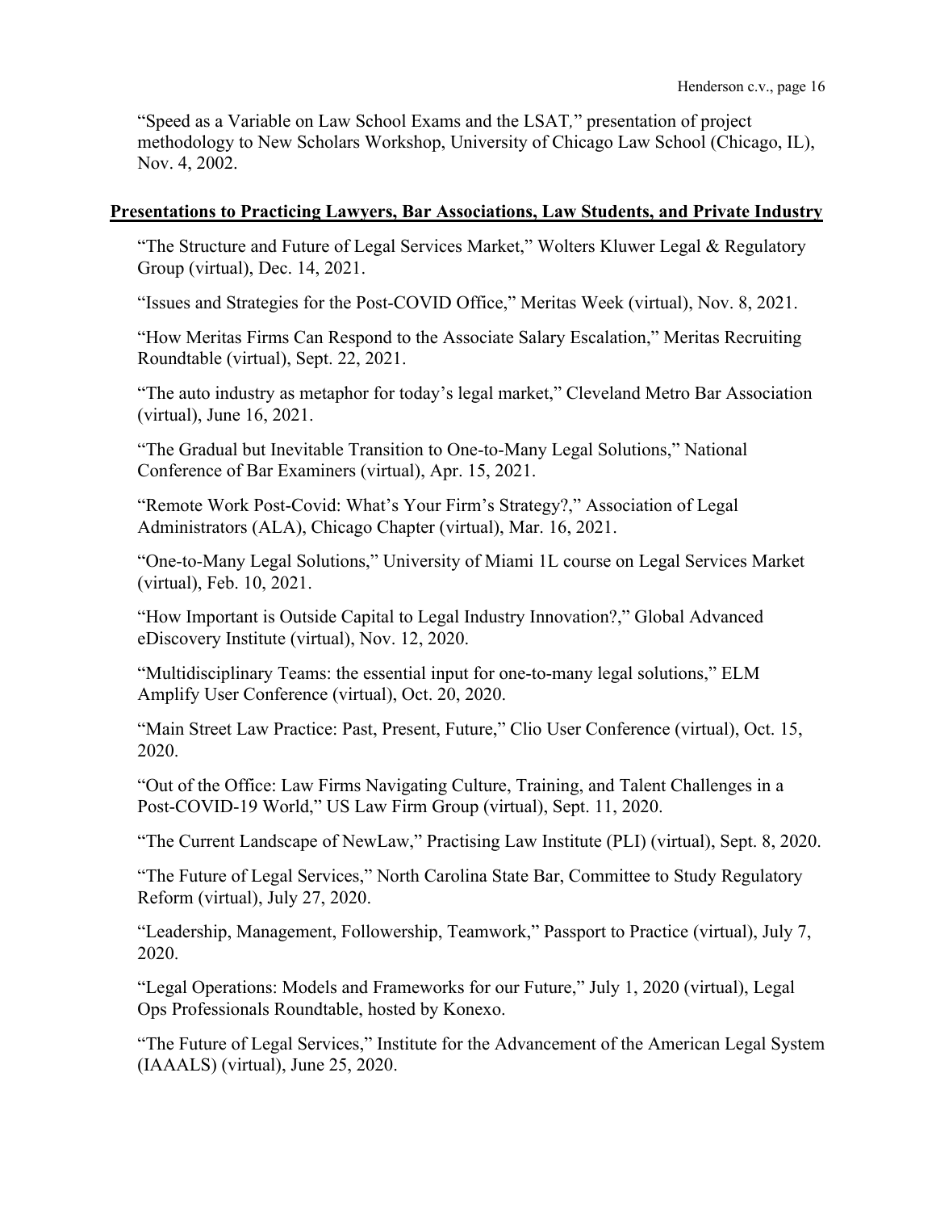"Speed as a Variable on Law School Exams and the LSAT," presentation of project methodology to New Scholars Workshop, University of Chicago Law School (Chicago, IL), Nov. 4, 2002.

## Presentations to Practicing Lawyers, Bar Associations, Law Students, and Private Industry

"The Structure and Future of Legal Services Market," Wolters Kluwer Legal & Regulatory Group (virtual), Dec. 14, 2021.

"Issues and Strategies for the Post-COVID Office," Meritas Week (virtual), Nov. 8, 2021.

"How Meritas Firms Can Respond to the Associate Salary Escalation," Meritas Recruiting Roundtable (virtual), Sept. 22, 2021.

"The auto industry as metaphor for today's legal market," Cleveland Metro Bar Association (virtual), June 16, 2021.

"The Gradual but Inevitable Transition to One-to-Many Legal Solutions," National Conference of Bar Examiners (virtual), Apr. 15, 2021.

"Remote Work Post-Covid: What's Your Firm's Strategy?," Association of Legal Administrators (ALA), Chicago Chapter (virtual), Mar. 16, 2021.

"One-to-Many Legal Solutions," University of Miami 1L course on Legal Services Market (virtual), Feb. 10, 2021.

"How Important is Outside Capital to Legal Industry Innovation?," Global Advanced eDiscovery Institute (virtual), Nov. 12, 2020.

"Multidisciplinary Teams: the essential input for one-to-many legal solutions," ELM Amplify User Conference (virtual), Oct. 20, 2020.

"Main Street Law Practice: Past, Present, Future," Clio User Conference (virtual), Oct. 15, 2020.

"Out of the Office: Law Firms Navigating Culture, Training, and Talent Challenges in a Post-COVID-19 World," US Law Firm Group (virtual), Sept. 11, 2020.

"The Current Landscape of NewLaw," Practising Law Institute (PLI) (virtual), Sept. 8, 2020.

"The Future of Legal Services," North Carolina State Bar, Committee to Study Regulatory Reform (virtual), July 27, 2020.

"Leadership, Management, Followership, Teamwork," Passport to Practice (virtual), July 7, 2020.

"Legal Operations: Models and Frameworks for our Future," July 1, 2020 (virtual), Legal Ops Professionals Roundtable, hosted by Konexo.

"The Future of Legal Services," Institute for the Advancement of the American Legal System (IAAALS) (virtual), June 25, 2020.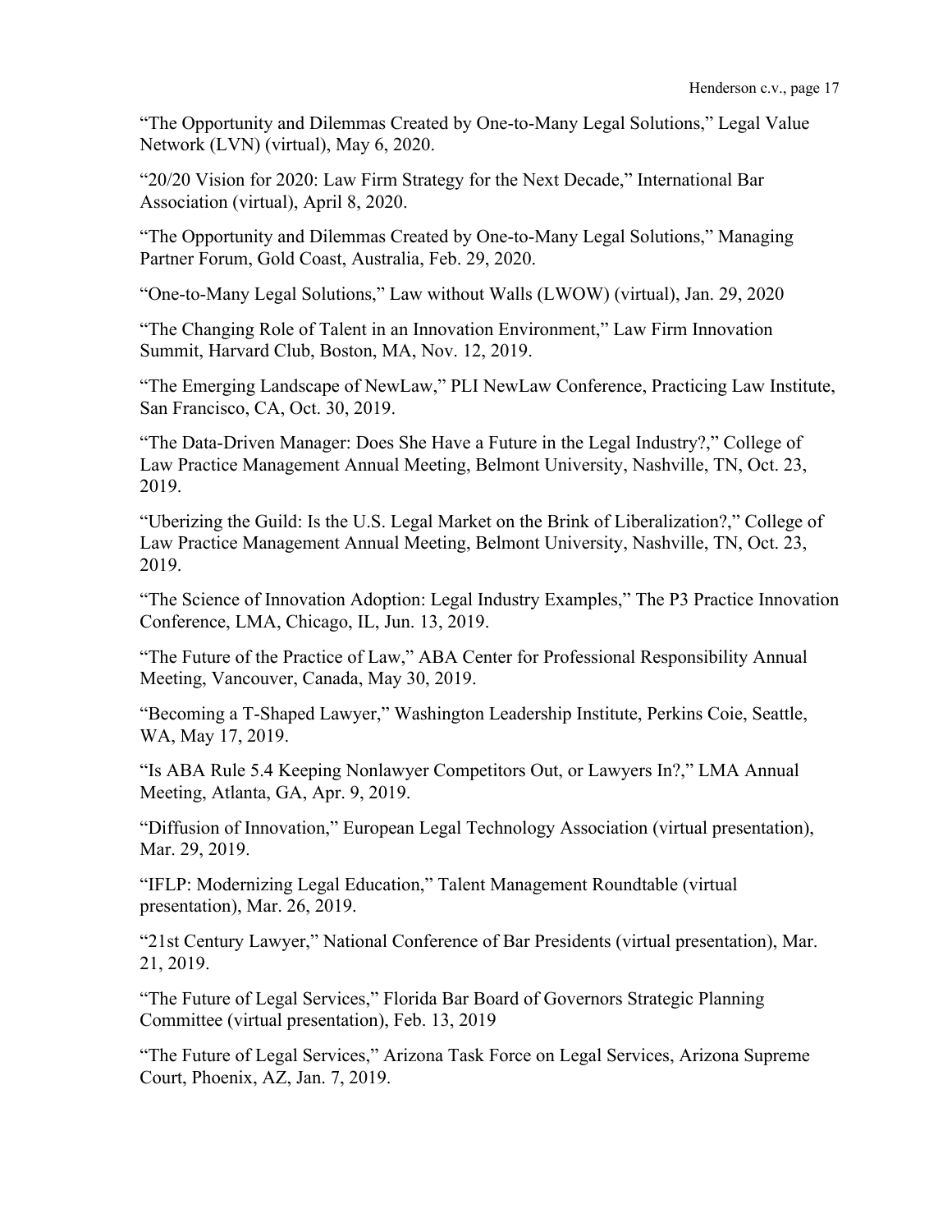"The Opportunity and Dilemmas Created by One-to-Many Legal Solutions," Legal Value Network (LVN) (virtual), May 6, 2020.

"20/20 Vision for 2020: Law Firm Strategy for the Next Decade," International Bar Association (virtual), April 8, 2020.

"The Opportunity and Dilemmas Created by One-to-Many Legal Solutions," Managing Partner Forum, Gold Coast, Australia, Feb. 29, 2020.

"One-to-Many Legal Solutions," Law without Walls (LWOW) (virtual), Jan. 29, 2020

"The Changing Role of Talent in an Innovation Environment," Law Firm Innovation Summit, Harvard Club, Boston, MA, Nov. 12, 2019.

"The Emerging Landscape of NewLaw," PLI NewLaw Conference, Practicing Law Institute, San Francisco, CA, Oct. 30, 2019.

"The Data-Driven Manager: Does She Have a Future in the Legal Industry?," College of Law Practice Management Annual Meeting, Belmont University, Nashville, TN, Oct. 23, 2019.

"Uberizing the Guild: Is the U.S. Legal Market on the Brink of Liberalization?," College of Law Practice Management Annual Meeting, Belmont University, Nashville, TN, Oct. 23, 2019.

"The Science of Innovation Adoption: Legal Industry Examples," The P3 Practice Innovation Conference, LMA, Chicago, IL, Jun. 13, 2019.

"The Future of the Practice of Law," ABA Center for Professional Responsibility Annual Meeting, Vancouver, Canada, May 30, 2019.

"Becoming a T-Shaped Lawyer," Washington Leadership Institute, Perkins Coie, Seattle, WA, May 17, 2019.

"Is ABA Rule 5.4 Keeping Nonlawyer Competitors Out, or Lawyers In?," LMA Annual Meeting, Atlanta, GA, Apr. 9, 2019.

"Diffusion of Innovation," European Legal Technology Association (virtual presentation), Mar. 29, 2019.

"IFLP: Modernizing Legal Education," Talent Management Roundtable (virtual presentation), Mar. 26, 2019.

"21st Century Lawyer," National Conference of Bar Presidents (virtual presentation), Mar. 21, 2019.

"The Future of Legal Services," Florida Bar Board of Governors Strategic Planning Committee (virtual presentation), Feb. 13, 2019

"The Future of Legal Services," Arizona Task Force on Legal Services, Arizona Supreme Court, Phoenix, AZ, Jan. 7, 2019.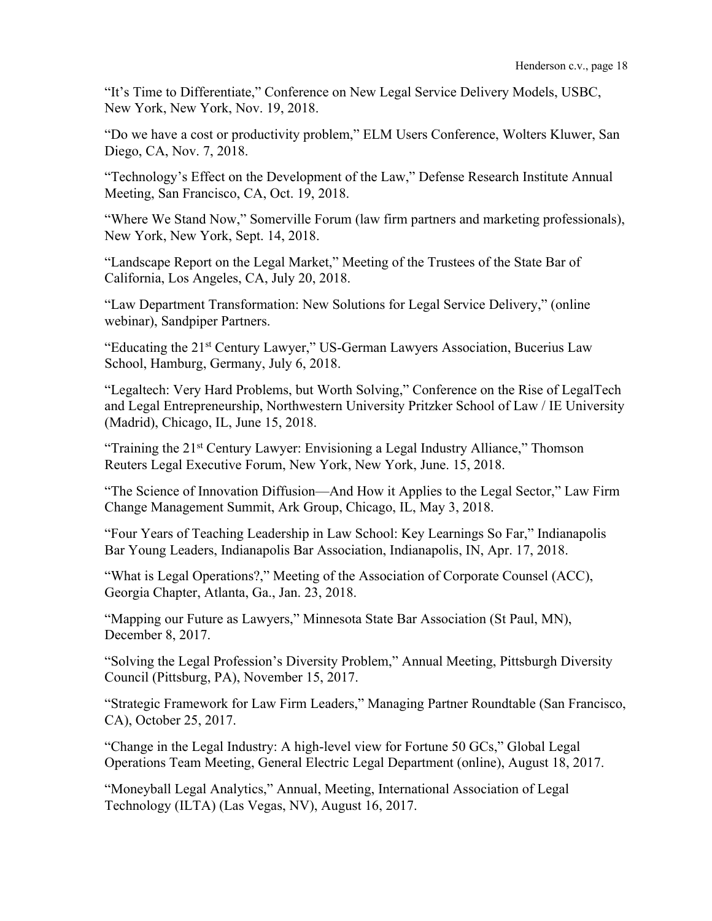"It's Time to Differentiate," Conference on New Legal Service Delivery Models, USBC, New York, New York, Nov. 19, 2018.

"Do we have a cost or productivity problem," ELM Users Conference, Wolters Kluwer, San Diego, CA, Nov. 7, 2018.

"Technology's Effect on the Development of the Law," Defense Research Institute Annual Meeting, San Francisco, CA, Oct. 19, 2018.

"Where We Stand Now," Somerville Forum (law firm partners and marketing professionals), New York, New York, Sept. 14, 2018.

"Landscape Report on the Legal Market," Meeting of the Trustees of the State Bar of California, Los Angeles, CA, July 20, 2018.

"Law Department Transformation: New Solutions for Legal Service Delivery," (online webinar), Sandpiper Partners.

"Educating the 21st Century Lawyer," US-German Lawyers Association, Bucerius Law School, Hamburg, Germany, July 6, 2018.

"Legaltech: Very Hard Problems, but Worth Solving," Conference on the Rise of LegalTech and Legal Entrepreneurship, Northwestern University Pritzker School of Law / IE University (Madrid), Chicago, IL, June 15, 2018.

"Training the 21st Century Lawyer: Envisioning a Legal Industry Alliance," Thomson Reuters Legal Executive Forum, New York, New York, June. 15, 2018.

"The Science of Innovation Diffusion—And How it Applies to the Legal Sector," Law Firm Change Management Summit, Ark Group, Chicago, IL, May 3, 2018.

"Four Years of Teaching Leadership in Law School: Key Learnings So Far," Indianapolis Bar Young Leaders, Indianapolis Bar Association, Indianapolis, IN, Apr. 17, 2018.

"What is Legal Operations?," Meeting of the Association of Corporate Counsel (ACC), Georgia Chapter, Atlanta, Ga., Jan. 23, 2018.

"Mapping our Future as Lawyers," Minnesota State Bar Association (St Paul, MN), December 8, 2017.

"Solving the Legal Profession's Diversity Problem," Annual Meeting, Pittsburgh Diversity Council (Pittsburg, PA), November 15, 2017.

"Strategic Framework for Law Firm Leaders," Managing Partner Roundtable (San Francisco, CA), October 25, 2017.

"Change in the Legal Industry: A high-level view for Fortune 50 GCs," Global Legal Operations Team Meeting, General Electric Legal Department (online), August 18, 2017.

"Moneyball Legal Analytics," Annual, Meeting, International Association of Legal Technology (ILTA) (Las Vegas, NV), August 16, 2017.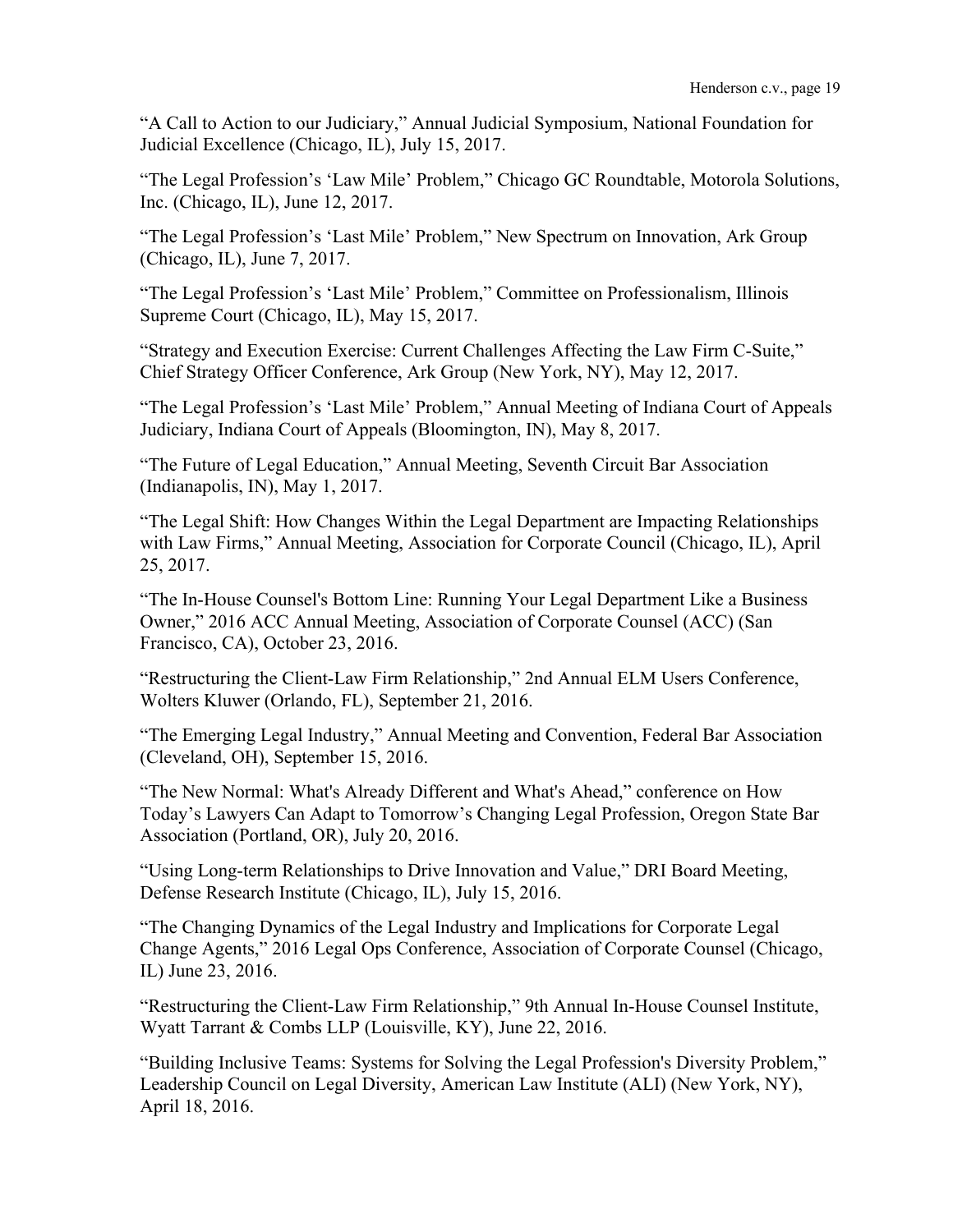"A Call to Action to our Judiciary," Annual Judicial Symposium, National Foundation for Judicial Excellence (Chicago, IL), July 15, 2017.

"The Legal Profession's 'Law Mile' Problem," Chicago GC Roundtable, Motorola Solutions, Inc. (Chicago, IL), June 12, 2017.

"The Legal Profession's 'Last Mile' Problem," New Spectrum on Innovation, Ark Group (Chicago, IL), June 7, 2017.

"The Legal Profession's 'Last Mile' Problem," Committee on Professionalism, Illinois Supreme Court (Chicago, IL), May 15, 2017.

"Strategy and Execution Exercise: Current Challenges Affecting the Law Firm C-Suite," Chief Strategy Officer Conference, Ark Group (New York, NY), May 12, 2017.

"The Legal Profession's 'Last Mile' Problem," Annual Meeting of Indiana Court of Appeals Judiciary, Indiana Court of Appeals (Bloomington, IN), May 8, 2017.

"The Future of Legal Education," Annual Meeting, Seventh Circuit Bar Association (Indianapolis, IN), May 1, 2017.

"The Legal Shift: How Changes Within the Legal Department are Impacting Relationships with Law Firms," Annual Meeting, Association for Corporate Council (Chicago, IL), April 25, 2017.

"The In-House Counsel's Bottom Line: Running Your Legal Department Like a Business Owner," 2016 ACC Annual Meeting, Association of Corporate Counsel (ACC) (San Francisco, CA), October 23, 2016.

"Restructuring the Client-Law Firm Relationship," 2nd Annual ELM Users Conference, Wolters Kluwer (Orlando, FL), September 21, 2016.

"The Emerging Legal Industry," Annual Meeting and Convention, Federal Bar Association (Cleveland, OH), September 15, 2016.

"The New Normal: What's Already Different and What's Ahead," conference on How Today's Lawyers Can Adapt to Tomorrow's Changing Legal Profession, Oregon State Bar Association (Portland, OR), July 20, 2016.

"Using Long-term Relationships to Drive Innovation and Value," DRI Board Meeting, Defense Research Institute (Chicago, IL), July 15, 2016.

"The Changing Dynamics of the Legal Industry and Implications for Corporate Legal Change Agents," 2016 Legal Ops Conference, Association of Corporate Counsel (Chicago, IL) June 23, 2016.

"Restructuring the Client-Law Firm Relationship," 9th Annual In-House Counsel Institute, Wyatt Tarrant & Combs LLP (Louisville, KY), June 22, 2016.

"Building Inclusive Teams: Systems for Solving the Legal Profession's Diversity Problem," Leadership Council on Legal Diversity, American Law Institute (ALI) (New York, NY), April 18, 2016.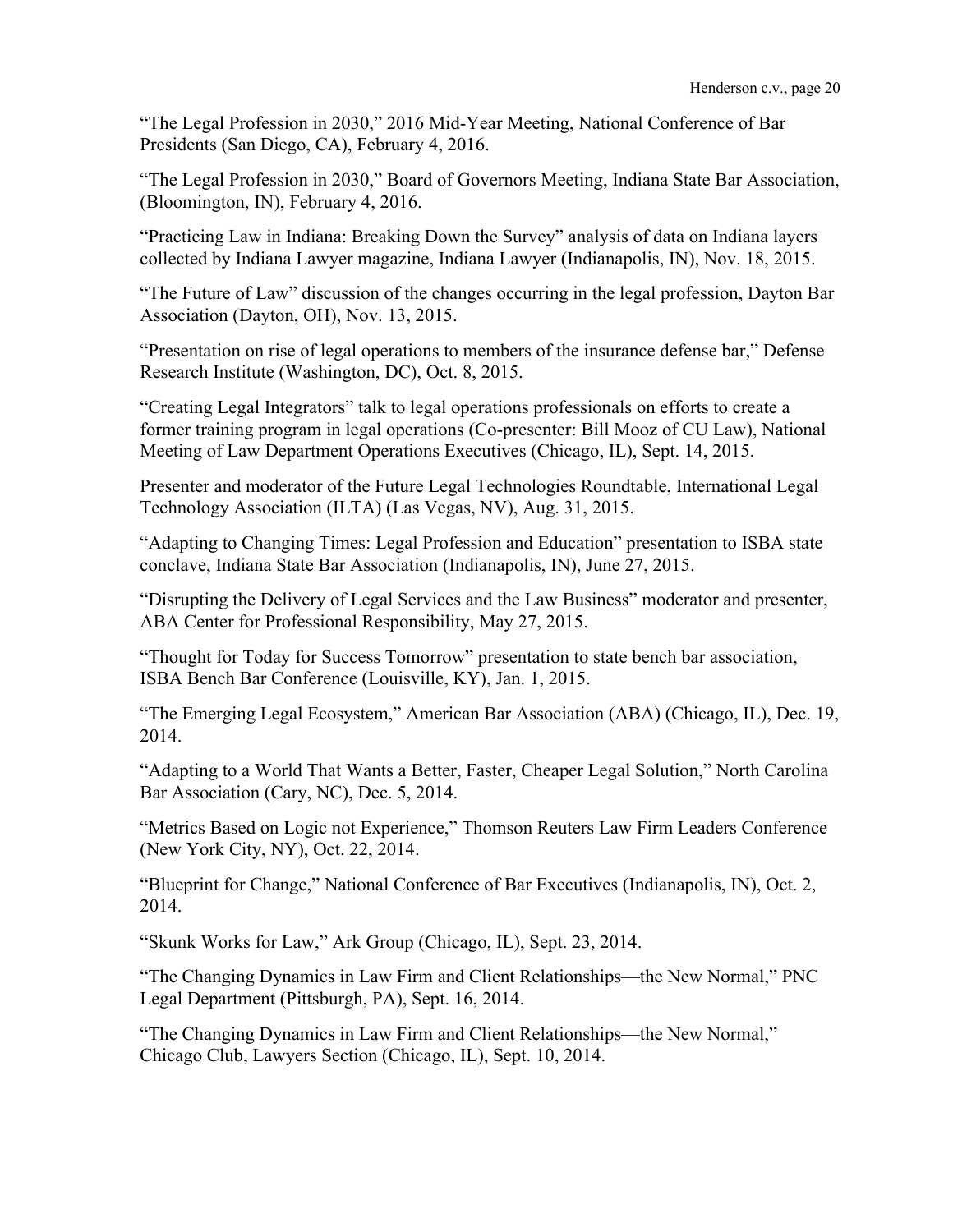"The Legal Profession in 2030," 2016 Mid-Year Meeting, National Conference of Bar Presidents (San Diego, CA), February 4, 2016.

"The Legal Profession in 2030," Board of Governors Meeting, Indiana State Bar Association, (Bloomington, IN), February 4, 2016.

"Practicing Law in Indiana: Breaking Down the Survey" analysis of data on Indiana layers collected by Indiana Lawyer magazine, Indiana Lawyer (Indianapolis, IN), Nov. 18, 2015.

"The Future of Law" discussion of the changes occurring in the legal profession, Dayton Bar Association (Dayton, OH), Nov. 13, 2015.

"Presentation on rise of legal operations to members of the insurance defense bar," Defense Research Institute (Washington, DC), Oct. 8, 2015.

"Creating Legal Integrators" talk to legal operations professionals on efforts to create a former training program in legal operations (Co-presenter: Bill Mooz of CU Law), National Meeting of Law Department Operations Executives (Chicago, IL), Sept. 14, 2015.

Presenter and moderator of the Future Legal Technologies Roundtable, International Legal Technology Association (ILTA) (Las Vegas, NV), Aug. 31, 2015.

"Adapting to Changing Times: Legal Profession and Education" presentation to ISBA state conclave, Indiana State Bar Association (Indianapolis, IN), June 27, 2015.

"Disrupting the Delivery of Legal Services and the Law Business" moderator and presenter, ABA Center for Professional Responsibility, May 27, 2015.

"Thought for Today for Success Tomorrow" presentation to state bench bar association, ISBA Bench Bar Conference (Louisville, KY), Jan. 1, 2015.

"The Emerging Legal Ecosystem," American Bar Association (ABA) (Chicago, IL), Dec. 19, 2014.

"Adapting to a World That Wants a Better, Faster, Cheaper Legal Solution," North Carolina Bar Association (Cary, NC), Dec. 5, 2014.

"Metrics Based on Logic not Experience," Thomson Reuters Law Firm Leaders Conference (New York City, NY), Oct. 22, 2014.

"Blueprint for Change," National Conference of Bar Executives (Indianapolis, IN), Oct. 2, 2014.

"Skunk Works for Law," Ark Group (Chicago, IL), Sept. 23, 2014.

"The Changing Dynamics in Law Firm and Client Relationships—the New Normal," PNC Legal Department (Pittsburgh, PA), Sept. 16, 2014.

"The Changing Dynamics in Law Firm and Client Relationships—the New Normal," Chicago Club, Lawyers Section (Chicago, IL), Sept. 10, 2014.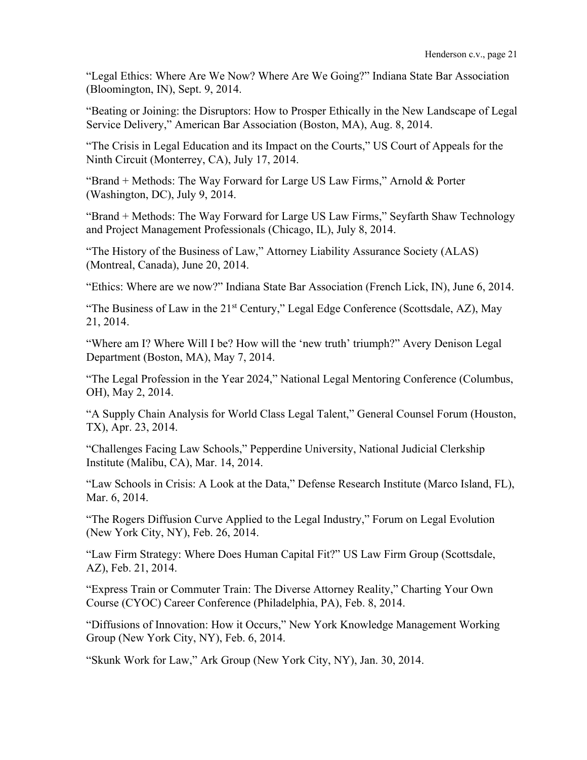“Legal Ethics: Where Are We Now? Where Are We Going?” Indiana State Bar Association (Bloomington, IN), Sept. 9, 2014.

“Beating or Joining: the Disruptors: How to Prosper Ethically in the New Landscape of Legal Service Delivery,” American Bar Association (Boston, MA), Aug. 8, 2014.

“The Crisis in Legal Education and its Impact on the Courts,” US Court of Appeals for the Ninth Circuit (Monterrey, CA), July 17, 2014.

“Brand + Methods: The Way Forward for Large US Law Firms,” Arnold & Porter (Washington, DC), July 9, 2014.

“Brand + Methods: The Way Forward for Large US Law Firms,” Seyfarth Shaw Technology and Project Management Professionals (Chicago, IL), July 8, 2014.

“The History of the Business of Law,” Attorney Liability Assurance Society (ALAS) (Montreal, Canada), June 20, 2014.

“Ethics: Where are we now?” Indiana State Bar Association (French Lick, IN), June 6, 2014.

“The Business of Law in the 21st Century,” Legal Edge Conference (Scottsdale, AZ), May 21, 2014.

“Where am I? Where Will I be? How will the ‘new truth’ triumph?” Avery Denison Legal Department (Boston, MA), May 7, 2014.

“The Legal Profession in the Year 2024,” National Legal Mentoring Conference (Columbus, OH), May 2, 2014.

“A Supply Chain Analysis for World Class Legal Talent,” General Counsel Forum (Houston, TX), Apr. 23, 2014.

“Challenges Facing Law Schools,” Pepperdine University, National Judicial Clerkship Institute (Malibu, CA), Mar. 14, 2014.

“Law Schools in Crisis: A Look at the Data,” Defense Research Institute (Marco Island, FL), Mar. 6, 2014.

“The Rogers Diffusion Curve Applied to the Legal Industry,” Forum on Legal Evolution (New York City, NY), Feb. 26, 2014.

“Law Firm Strategy: Where Does Human Capital Fit?” US Law Firm Group (Scottsdale, AZ), Feb. 21, 2014.

“Express Train or Commuter Train: The Diverse Attorney Reality,” Charting Your Own Course (CYOC) Career Conference (Philadelphia, PA), Feb. 8, 2014.

“Diffusions of Innovation: How it Occurs,” New York Knowledge Management Working Group (New York City, NY), Feb. 6, 2014.

“Skunk Work for Law,” Ark Group (New York City, NY), Jan. 30, 2014.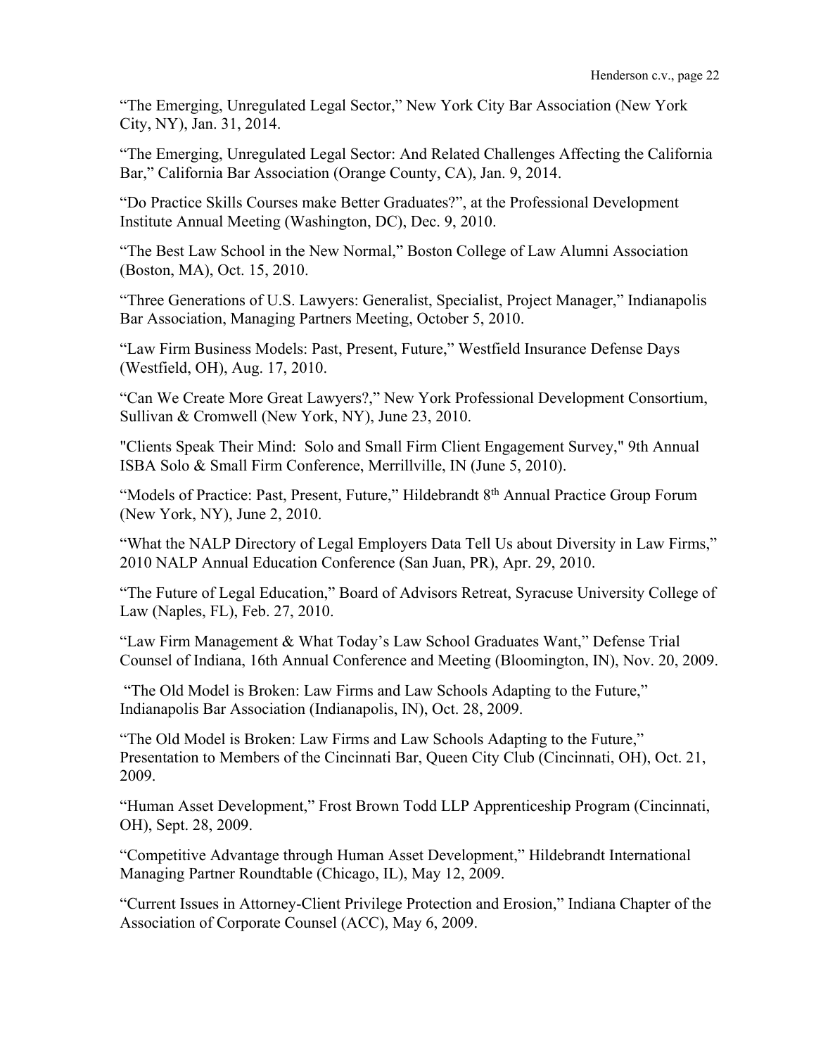"The Emerging, Unregulated Legal Sector," New York City Bar Association (New York City, NY), Jan. 31, 2014.

"The Emerging, Unregulated Legal Sector: And Related Challenges Affecting the California Bar," California Bar Association (Orange County, CA), Jan. 9, 2014.

"Do Practice Skills Courses make Better Graduates?", at the Professional Development Institute Annual Meeting (Washington, DC), Dec. 9, 2010.

"The Best Law School in the New Normal," Boston College of Law Alumni Association (Boston, MA), Oct. 15, 2010.

"Three Generations of U.S. Lawyers: Generalist, Specialist, Project Manager," Indianapolis Bar Association, Managing Partners Meeting, October 5, 2010.

"Law Firm Business Models: Past, Present, Future," Westfield Insurance Defense Days (Westfield, OH), Aug. 17, 2010.

"Can We Create More Great Lawyers?," New York Professional Development Consortium, Sullivan & Cromwell (New York, NY), June 23, 2010.

"Clients Speak Their Mind: Solo and Small Firm Client Engagement Survey," 9th Annual ISBA Solo & Small Firm Conference, Merrillville, IN (June 5, 2010).

"Models of Practice: Past, Present, Future," Hildebrandt 8th Annual Practice Group Forum (New York, NY), June 2, 2010.

"What the NALP Directory of Legal Employers Data Tell Us about Diversity in Law Firms," 2010 NALP Annual Education Conference (San Juan, PR), Apr. 29, 2010.

"The Future of Legal Education," Board of Advisors Retreat, Syracuse University College of Law (Naples, FL), Feb. 27, 2010.

"Law Firm Management & What Today's Law School Graduates Want," Defense Trial Counsel of Indiana, 16th Annual Conference and Meeting (Bloomington, IN), Nov. 20, 2009.

"The Old Model is Broken: Law Firms and Law Schools Adapting to the Future," Indianapolis Bar Association (Indianapolis, IN), Oct. 28, 2009.

"The Old Model is Broken: Law Firms and Law Schools Adapting to the Future," Presentation to Members of the Cincinnati Bar, Queen City Club (Cincinnati, OH), Oct. 21, 2009.

"Human Asset Development," Frost Brown Todd LLP Apprenticeship Program (Cincinnati, OH), Sept. 28, 2009.

"Competitive Advantage through Human Asset Development," Hildebrandt International Managing Partner Roundtable (Chicago, IL), May 12, 2009.

"Current Issues in Attorney-Client Privilege Protection and Erosion," Indiana Chapter of the Association of Corporate Counsel (ACC), May 6, 2009.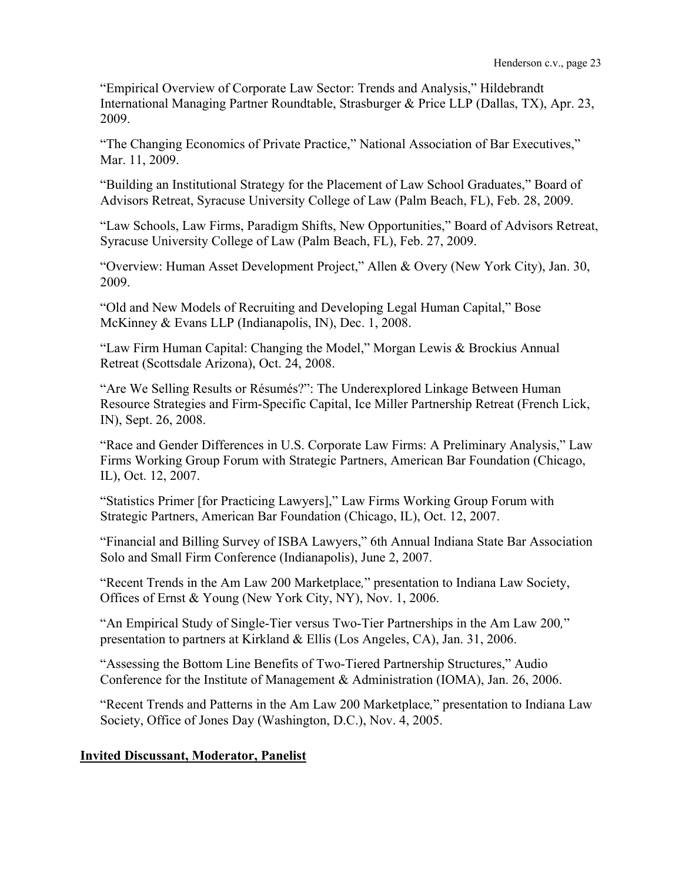"Empirical Overview of Corporate Law Sector: Trends and Analysis," Hildebrandt International Managing Partner Roundtable, Strasburger & Price LLP (Dallas, TX), Apr. 23, 2009.

"The Changing Economics of Private Practice," National Association of Bar Executives," Mar. 11, 2009.

"Building an Institutional Strategy for the Placement of Law School Graduates," Board of Advisors Retreat, Syracuse University College of Law (Palm Beach, FL), Feb. 28, 2009.

"Law Schools, Law Firms, Paradigm Shifts, New Opportunities," Board of Advisors Retreat, Syracuse University College of Law (Palm Beach, FL), Feb. 27, 2009.

"Overview: Human Asset Development Project," Allen & Overy (New York City), Jan. 30, 2009.

"Old and New Models of Recruiting and Developing Legal Human Capital," Bose McKinney & Evans LLP (Indianapolis, IN), Dec. 1, 2008.

"Law Firm Human Capital: Changing the Model," Morgan Lewis & Brockius Annual Retreat (Scottsdale Arizona), Oct. 24, 2008.

"Are We Selling Results or Résumés?": The Underexplored Linkage Between Human Resource Strategies and Firm-Specific Capital, Ice Miller Partnership Retreat (French Lick, IN), Sept. 26, 2008.

"Race and Gender Differences in U.S. Corporate Law Firms: A Preliminary Analysis," Law Firms Working Group Forum with Strategic Partners, American Bar Foundation (Chicago, IL), Oct. 12, 2007.

"Statistics Primer [for Practicing Lawyers]," Law Firms Working Group Forum with Strategic Partners, American Bar Foundation (Chicago, IL), Oct. 12, 2007.

"Financial and Billing Survey of ISBA Lawyers," 6th Annual Indiana State Bar Association Solo and Small Firm Conference (Indianapolis), June 2, 2007.

"Recent Trends in the Am Law 200 Marketplace," presentation to Indiana Law Society, Offices of Ernst & Young (New York City, NY), Nov. 1, 2006.

"An Empirical Study of Single-Tier versus Two-Tier Partnerships in the Am Law 200," presentation to partners at Kirkland & Ellis (Los Angeles, CA), Jan. 31, 2006.

"Assessing the Bottom Line Benefits of Two-Tiered Partnership Structures," Audio Conference for the Institute of Management & Administration (IOMA), Jan. 26, 2006.

"Recent Trends and Patterns in the Am Law 200 Marketplace," presentation to Indiana Law Society, Office of Jones Day (Washington, D.C.), Nov. 4, 2005.

**Invited Discussant, Moderator, Panelist**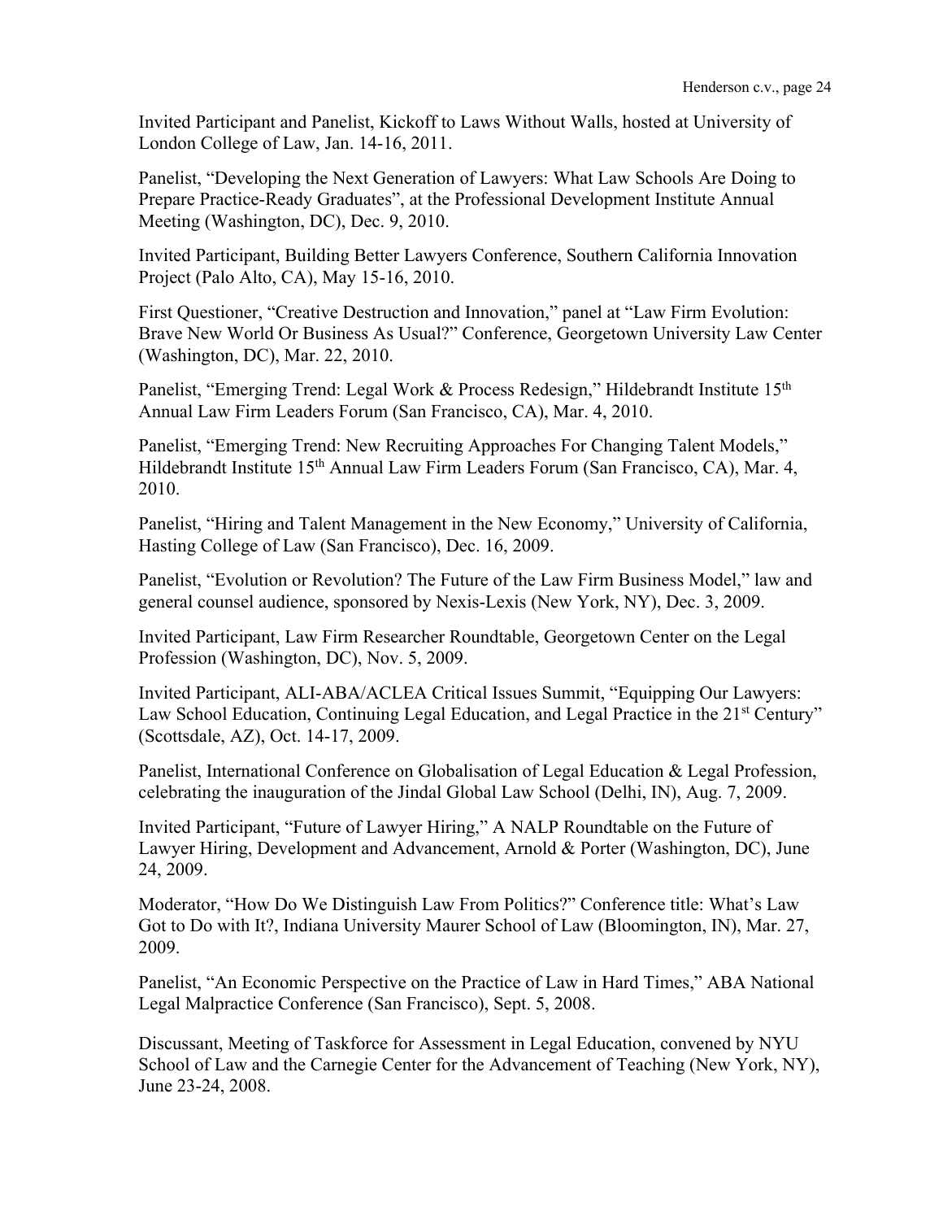Invited Participant and Panelist, Kickoff to Laws Without Walls, hosted at University of London College of Law, Jan. 14-16, 2011.

Panelist, "Developing the Next Generation of Lawyers: What Law Schools Are Doing to Prepare Practice-Ready Graduates", at the Professional Development Institute Annual Meeting (Washington, DC), Dec. 9, 2010.

Invited Participant, Building Better Lawyers Conference, Southern California Innovation Project (Palo Alto, CA), May 15-16, 2010.

First Questioner, "Creative Destruction and Innovation," panel at "Law Firm Evolution: Brave New World Or Business As Usual?" Conference, Georgetown University Law Center (Washington, DC), Mar. 22, 2010.

Panelist, "Emerging Trend: Legal Work & Process Redesign," Hildebrandt Institute 15th Annual Law Firm Leaders Forum (San Francisco, CA), Mar. 4, 2010.

Panelist, "Emerging Trend: New Recruiting Approaches For Changing Talent Models," Hildebrandt Institute 15th Annual Law Firm Leaders Forum (San Francisco, CA), Mar. 4, 2010.

Panelist, "Hiring and Talent Management in the New Economy," University of California, Hasting College of Law (San Francisco), Dec. 16, 2009.

Panelist, "Evolution or Revolution? The Future of the Law Firm Business Model," law and general counsel audience, sponsored by Nexis-Lexis (New York, NY), Dec. 3, 2009.

Invited Participant, Law Firm Researcher Roundtable, Georgetown Center on the Legal Profession (Washington, DC), Nov. 5, 2009.

Invited Participant, ALI-ABA/ACLEA Critical Issues Summit, "Equipping Our Lawyers: Law School Education, Continuing Legal Education, and Legal Practice in the 21st Century" (Scottsdale, AZ), Oct. 14-17, 2009.

Panelist, International Conference on Globalisation of Legal Education & Legal Profession, celebrating the inauguration of the Jindal Global Law School (Delhi, IN), Aug. 7, 2009.

Invited Participant, "Future of Lawyer Hiring," A NALP Roundtable on the Future of Lawyer Hiring, Development and Advancement, Arnold & Porter (Washington, DC), June 24, 2009.

Moderator, "How Do We Distinguish Law From Politics?" Conference title: What's Law Got to Do with It?, Indiana University Maurer School of Law (Bloomington, IN), Mar. 27, 2009.

Panelist, "An Economic Perspective on the Practice of Law in Hard Times," ABA National Legal Malpractice Conference (San Francisco), Sept. 5, 2008.

Discussant, Meeting of Taskforce for Assessment in Legal Education, convened by NYU School of Law and the Carnegie Center for the Advancement of Teaching (New York, NY), June 23-24, 2008.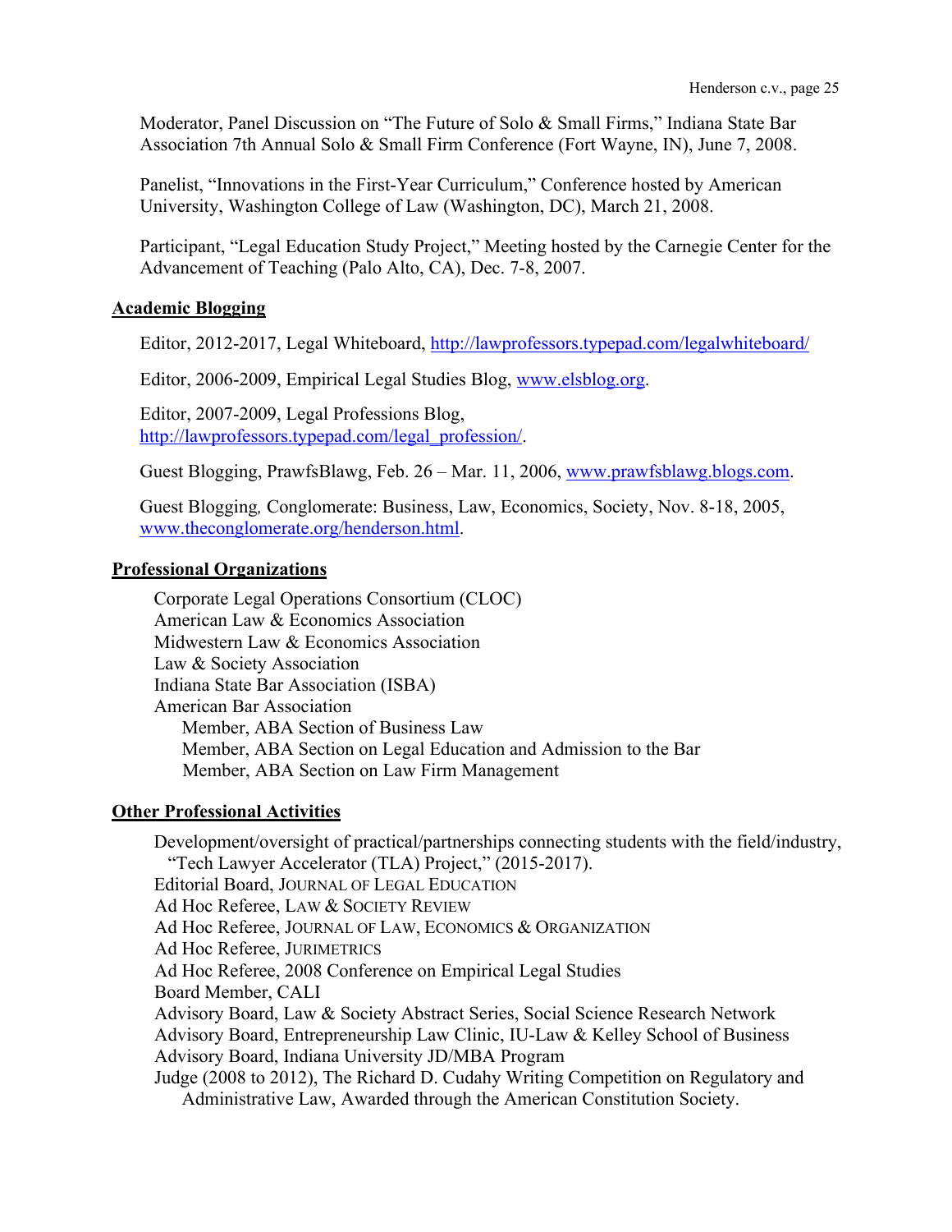Moderator, Panel Discussion on "The Future of Solo & Small Firms," Indiana State Bar Association 7th Annual Solo & Small Firm Conference (Fort Wayne, IN), June 7, 2008.

Panelist, "Innovations in the First-Year Curriculum," Conference hosted by American University, Washington College of Law (Washington, DC), March 21, 2008.

Participant, "Legal Education Study Project," Meeting hosted by the Carnegie Center for the Advancement of Teaching (Palo Alto, CA), Dec. 7-8, 2007.

**Academic Blogging**

Editor, 2012-2017, Legal Whiteboard, http://lawprofessors.typepad.com/legalwhiteboard/

Editor, 2006-2009, Empirical Legal Studies Blog, www.elsblog.org.

Editor, 2007-2009, Legal Professions Blog, http://lawprofessors.typepad.com/legal_profession/.

Guest Blogging, PrawfsBlawg, Feb. 26 – Mar. 11, 2006, www.prawfsblawg.blogs.com.

Guest Blogging, Conglomerate: Business, Law, Economics, Society, Nov. 8-18, 2005, www.theconglomerate.org/henderson.html.

**Professional Organizations**

Corporate Legal Operations Consortium (CLOC)
American Law & Economics Association
Midwestern Law & Economics Association
Law & Society Association
Indiana State Bar Association (ISBA)
American Bar Association
- Member, ABA Section of Business Law
- Member, ABA Section on Legal Education and Admission to the Bar
- Member, ABA Section on Law Firm Management

**Other Professional Activities**

Development/oversight of practical/partnerships connecting students with the field/industry, "Tech Lawyer Accelerator (TLA) Project," (2015-2017).
Editorial Board, JOURNAL OF LEGAL EDUCATION
Ad Hoc Referee, LAW & SOCIETY REVIEW
Ad Hoc Referee, JOURNAL OF LAW, ECONOMICS & ORGANIZATION
Ad Hoc Referee, JURIMETRICS
Ad Hoc Referee, 2008 Conference on Empirical Legal Studies
Board Member, CALI
Advisory Board, Law & Society Abstract Series, Social Science Research Network
Advisory Board, Entrepreneurship Law Clinic, IU-Law & Kelley School of Business
Advisory Board, Indiana University JD/MBA Program
Judge (2008 to 2012), The Richard D. Cudahy Writing Competition on Regulatory and Administrative Law, Awarded through the American Constitution Society.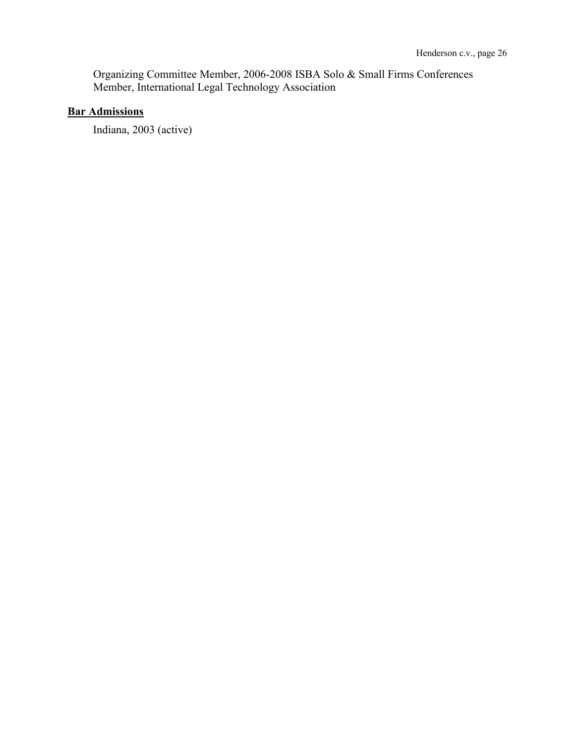Organizing Committee Member, 2006-2008 ISBA Solo & Small Firms Conferences
Member, International Legal Technology Association

## Bar Admissions

Indiana, 2003 (active)